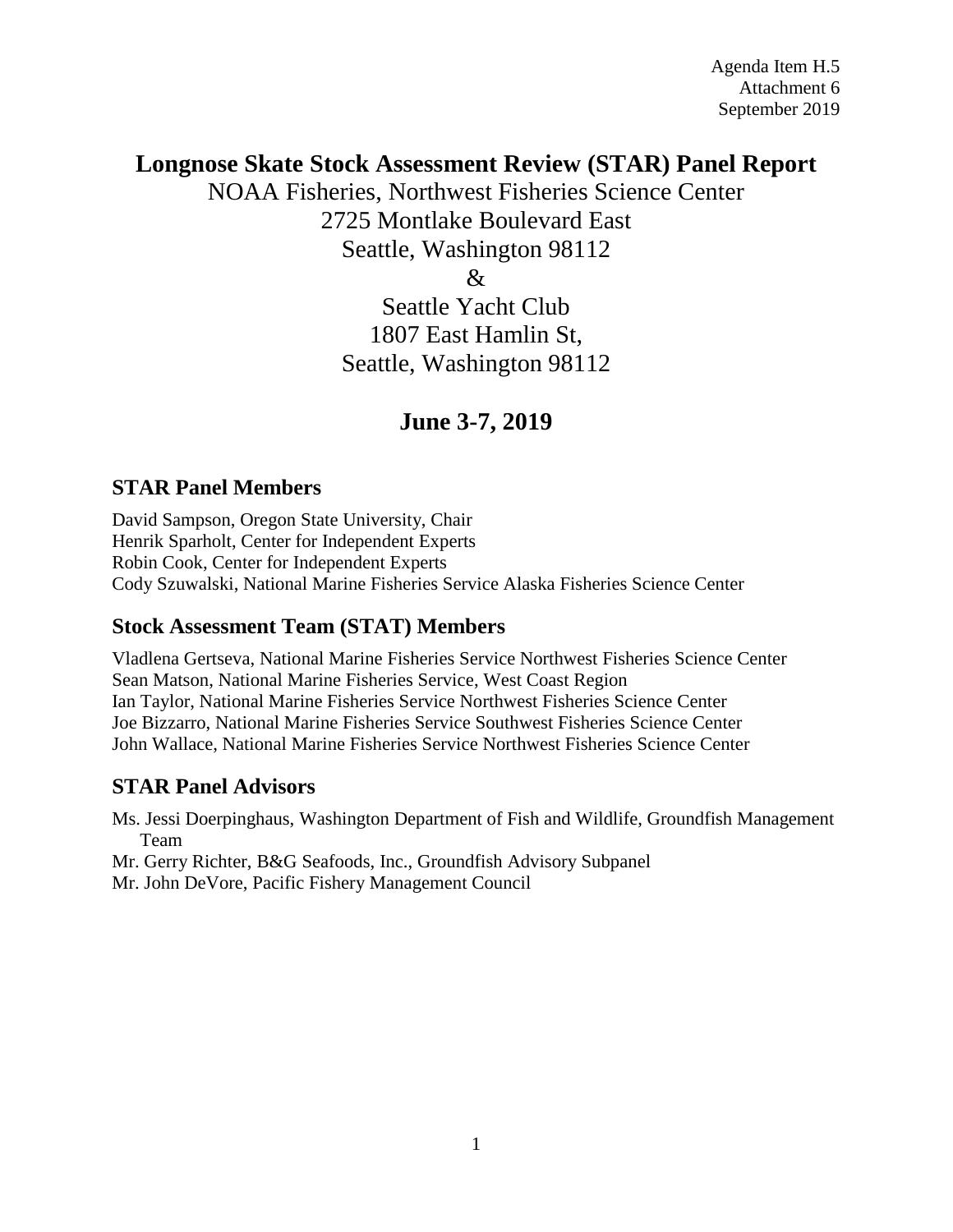Agenda Item H.5
Attachment 6
September 2019

# Longnose Skate Stock Assessment Review (STAR) Panel Report

NOAA Fisheries, Northwest Fisheries Science Center
2725 Montlake Boulevard East
Seattle, Washington 98112
&
Seattle Yacht Club
1807 East Hamlin St,
Seattle, Washington 98112

## June 3-7, 2019

### STAR Panel Members

David Sampson, Oregon State University, Chair
Henrik Sparholt, Center for Independent Experts
Robin Cook, Center for Independent Experts
Cody Szuwalski, National Marine Fisheries Service Alaska Fisheries Science Center

### Stock Assessment Team (STAT) Members

Vladlena Gertseva, National Marine Fisheries Service Northwest Fisheries Science Center
Sean Matson, National Marine Fisheries Service, West Coast Region
Ian Taylor, National Marine Fisheries Service Northwest Fisheries Science Center
Joe Bizzarro, National Marine Fisheries Service Southwest Fisheries Science Center
John Wallace, National Marine Fisheries Service Northwest Fisheries Science Center

### STAR Panel Advisors

Ms. Jessi Doerpinghaus, Washington Department of Fish and Wildlife, Groundfish Management Team
Mr. Gerry Richter, B&G Seafoods, Inc., Groundfish Advisory Subpanel
Mr. John DeVore, Pacific Fishery Management Council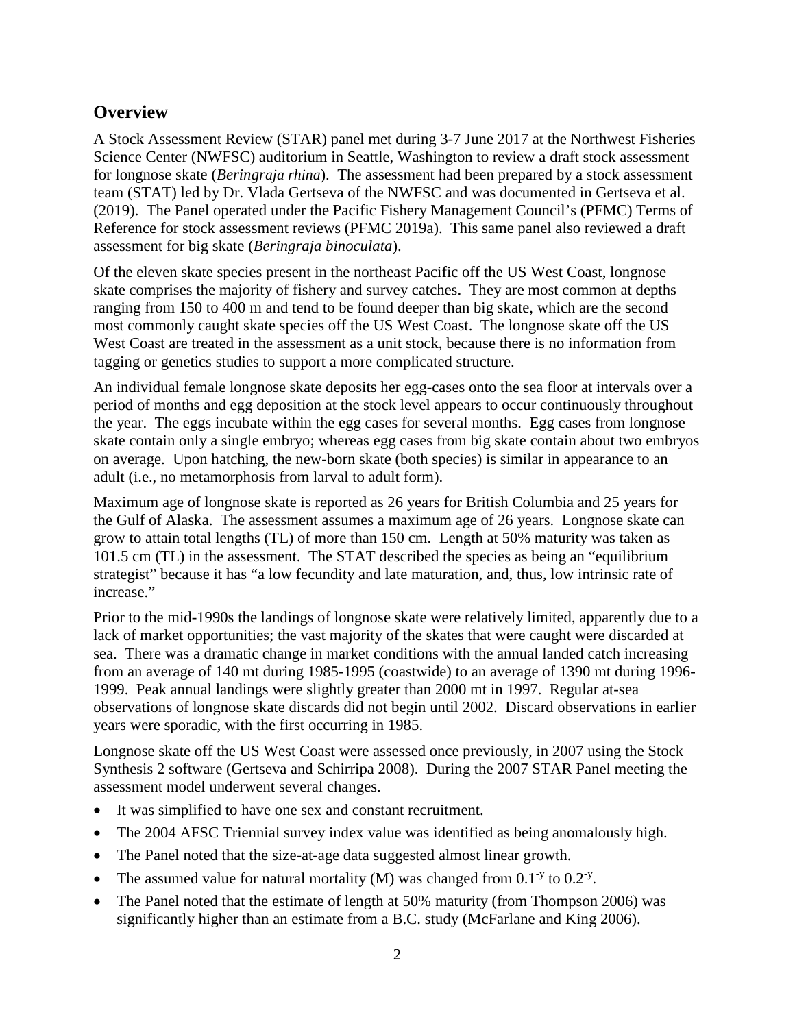## Overview

A Stock Assessment Review (STAR) panel met during 3-7 June 2017 at the Northwest Fisheries Science Center (NWFSC) auditorium in Seattle, Washington to review a draft stock assessment for longnose skate (*Beringraja rhina*). The assessment had been prepared by a stock assessment team (STAT) led by Dr. Vlada Gertseva of the NWFSC and was documented in Gertseva et al. (2019). The Panel operated under the Pacific Fishery Management Council's (PFMC) Terms of Reference for stock assessment reviews (PFMC 2019a). This same panel also reviewed a draft assessment for big skate (*Beringraja binoculata*).

Of the eleven skate species present in the northeast Pacific off the US West Coast, longnose skate comprises the majority of fishery and survey catches. They are most common at depths ranging from 150 to 400 m and tend to be found deeper than big skate, which are the second most commonly caught skate species off the US West Coast. The longnose skate off the US West Coast are treated in the assessment as a unit stock, because there is no information from tagging or genetics studies to support a more complicated structure.

An individual female longnose skate deposits her egg-cases onto the sea floor at intervals over a period of months and egg deposition at the stock level appears to occur continuously throughout the year. The eggs incubate within the egg cases for several months. Egg cases from longnose skate contain only a single embryo; whereas egg cases from big skate contain about two embryos on average. Upon hatching, the new-born skate (both species) is similar in appearance to an adult (i.e., no metamorphosis from larval to adult form).

Maximum age of longnose skate is reported as 26 years for British Columbia and 25 years for the Gulf of Alaska. The assessment assumes a maximum age of 26 years. Longnose skate can grow to attain total lengths (TL) of more than 150 cm. Length at 50% maturity was taken as 101.5 cm (TL) in the assessment. The STAT described the species as being an "equilibrium strategist" because it has "a low fecundity and late maturation, and, thus, low intrinsic rate of increase."

Prior to the mid-1990s the landings of longnose skate were relatively limited, apparently due to a lack of market opportunities; the vast majority of the skates that were caught were discarded at sea. There was a dramatic change in market conditions with the annual landed catch increasing from an average of 140 mt during 1985-1995 (coastwide) to an average of 1390 mt during 1996-1999. Peak annual landings were slightly greater than 2000 mt in 1997. Regular at-sea observations of longnose skate discards did not begin until 2002. Discard observations in earlier years were sporadic, with the first occurring in 1985.

Longnose skate off the US West Coast were assessed once previously, in 2007 using the Stock Synthesis 2 software (Gertseva and Schirripa 2008). During the 2007 STAR Panel meeting the assessment model underwent several changes.

- It was simplified to have one sex and constant recruitment.
- The 2004 AFSC Triennial survey index value was identified as being anomalously high.
- The Panel noted that the size-at-age data suggested almost linear growth.
- The assumed value for natural mortality (M) was changed from $0.1^{-y}$ to $0.2^{-y}$.
- The Panel noted that the estimate of length at 50% maturity (from Thompson 2006) was significantly higher than an estimate from a B.C. study (McFarlane and King 2006).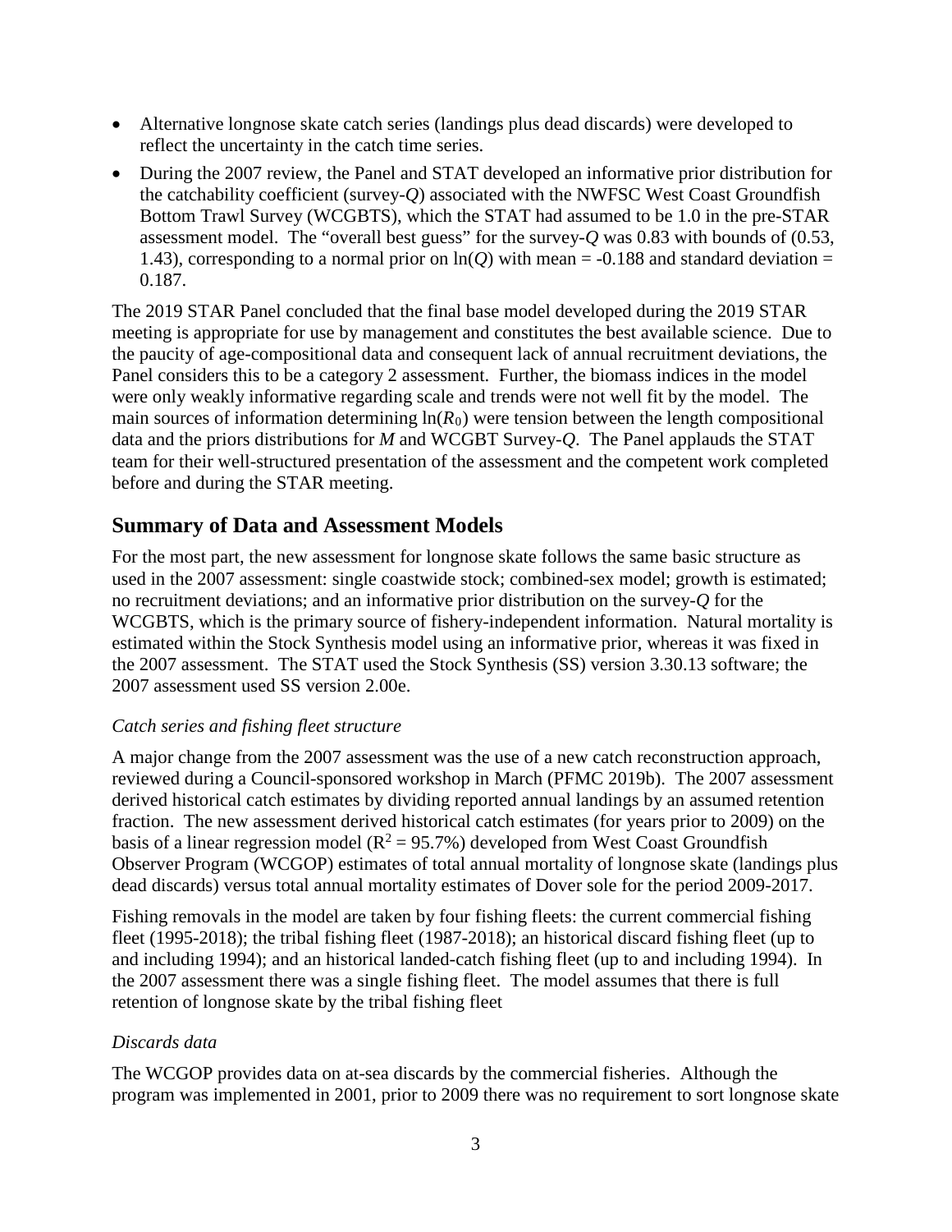- Alternative longnose skate catch series (landings plus dead discards) were developed to reflect the uncertainty in the catch time series.
- During the 2007 review, the Panel and STAT developed an informative prior distribution for the catchability coefficient (survey-$Q$) associated with the NWFSC West Coast Groundfish Bottom Trawl Survey (WCGBTS), which the STAT had assumed to be 1.0 in the pre-STAR assessment model. The "overall best guess" for the survey-$Q$ was 0.83 with bounds of (0.53, 1.43), corresponding to a normal prior on $\ln(Q)$ with mean = -0.188 and standard deviation = 0.187.

The 2019 STAR Panel concluded that the final base model developed during the 2019 STAR meeting is appropriate for use by management and constitutes the best available science. Due to the paucity of age-compositional data and consequent lack of annual recruitment deviations, the Panel considers this to be a category 2 assessment. Further, the biomass indices in the model were only weakly informative regarding scale and trends were not well fit by the model. The main sources of information determining $\ln(R_0)$ were tension between the length compositional data and the priors distributions for $M$ and WCGBT Survey-$Q$. The Panel applauds the STAT team for their well-structured presentation of the assessment and the competent work completed before and during the STAR meeting.

## Summary of Data and Assessment Models

For the most part, the new assessment for longnose skate follows the same basic structure as used in the 2007 assessment: single coastwide stock; combined-sex model; growth is estimated; no recruitment deviations; and an informative prior distribution on the survey-$Q$ for the WCGBTS, which is the primary source of fishery-independent information. Natural mortality is estimated within the Stock Synthesis model using an informative prior, whereas it was fixed in the 2007 assessment. The STAT used the Stock Synthesis (SS) version 3.30.13 software; the 2007 assessment used SS version 2.00e.

*Catch series and fishing fleet structure*

A major change from the 2007 assessment was the use of a new catch reconstruction approach, reviewed during a Council-sponsored workshop in March (PFMC 2019b). The 2007 assessment derived historical catch estimates by dividing reported annual landings by an assumed retention fraction. The new assessment derived historical catch estimates (for years prior to 2009) on the basis of a linear regression model ($R^2 = 95.7\%$) developed from West Coast Groundfish Observer Program (WCGOP) estimates of total annual mortality of longnose skate (landings plus dead discards) versus total annual mortality estimates of Dover sole for the period 2009-2017.

Fishing removals in the model are taken by four fishing fleets: the current commercial fishing fleet (1995-2018); the tribal fishing fleet (1987-2018); an historical discard fishing fleet (up to and including 1994); and an historical landed-catch fishing fleet (up to and including 1994). In the 2007 assessment there was a single fishing fleet. The model assumes that there is full retention of longnose skate by the tribal fishing fleet

*Discards data*

The WCGOP provides data on at-sea discards by the commercial fisheries. Although the program was implemented in 2001, prior to 2009 there was no requirement to sort longnose skate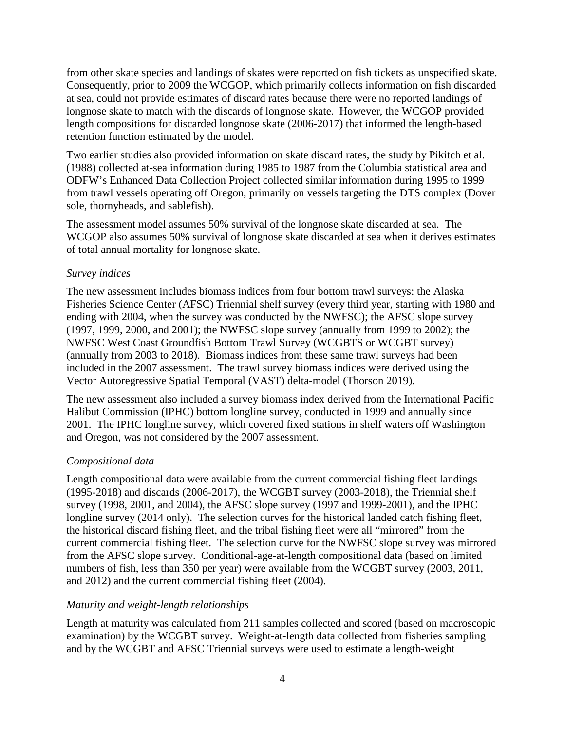from other skate species and landings of skates were reported on fish tickets as unspecified skate. Consequently, prior to 2009 the WCGOP, which primarily collects information on fish discarded at sea, could not provide estimates of discard rates because there were no reported landings of longnose skate to match with the discards of longnose skate. However, the WCGOP provided length compositions for discarded longnose skate (2006-2017) that informed the length-based retention function estimated by the model.

Two earlier studies also provided information on skate discard rates, the study by Pikitch et al. (1988) collected at-sea information during 1985 to 1987 from the Columbia statistical area and ODFW's Enhanced Data Collection Project collected similar information during 1995 to 1999 from trawl vessels operating off Oregon, primarily on vessels targeting the DTS complex (Dover sole, thornyheads, and sablefish).

The assessment model assumes 50% survival of the longnose skate discarded at sea. The WCGOP also assumes 50% survival of longnose skate discarded at sea when it derives estimates of total annual mortality for longnose skate.

*Survey indices*

The new assessment includes biomass indices from four bottom trawl surveys: the Alaska Fisheries Science Center (AFSC) Triennial shelf survey (every third year, starting with 1980 and ending with 2004, when the survey was conducted by the NWFSC); the AFSC slope survey (1997, 1999, 2000, and 2001); the NWFSC slope survey (annually from 1999 to 2002); the NWFSC West Coast Groundfish Bottom Trawl Survey (WCGBTS or WCGBT survey) (annually from 2003 to 2018). Biomass indices from these same trawl surveys had been included in the 2007 assessment. The trawl survey biomass indices were derived using the Vector Autoregressive Spatial Temporal (VAST) delta-model (Thorson 2019).

The new assessment also included a survey biomass index derived from the International Pacific Halibut Commission (IPHC) bottom longline survey, conducted in 1999 and annually since 2001. The IPHC longline survey, which covered fixed stations in shelf waters off Washington and Oregon, was not considered by the 2007 assessment.

*Compositional data*

Length compositional data were available from the current commercial fishing fleet landings (1995-2018) and discards (2006-2017), the WCGBT survey (2003-2018), the Triennial shelf survey (1998, 2001, and 2004), the AFSC slope survey (1997 and 1999-2001), and the IPHC longline survey (2014 only). The selection curves for the historical landed catch fishing fleet, the historical discard fishing fleet, and the tribal fishing fleet were all "mirrored" from the current commercial fishing fleet. The selection curve for the NWFSC slope survey was mirrored from the AFSC slope survey. Conditional-age-at-length compositional data (based on limited numbers of fish, less than 350 per year) were available from the WCGBT survey (2003, 2011, and 2012) and the current commercial fishing fleet (2004).

*Maturity and weight-length relationships*

Length at maturity was calculated from 211 samples collected and scored (based on macroscopic examination) by the WCGBT survey. Weight-at-length data collected from fisheries sampling and by the WCGBT and AFSC Triennial surveys were used to estimate a length-weight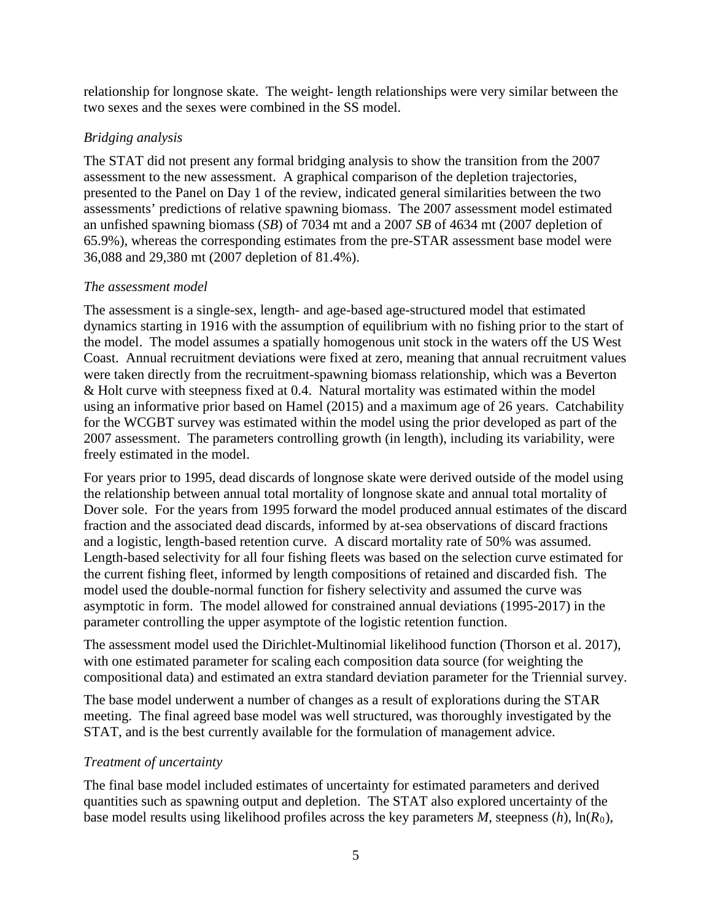relationship for longnose skate. The weight- length relationships were very similar between the two sexes and the sexes were combined in the SS model.

*Bridging analysis*

The STAT did not present any formal bridging analysis to show the transition from the 2007 assessment to the new assessment. A graphical comparison of the depletion trajectories, presented to the Panel on Day 1 of the review, indicated general similarities between the two assessments' predictions of relative spawning biomass. The 2007 assessment model estimated an unfished spawning biomass (*SB*) of 7034 mt and a 2007 *SB* of 4634 mt (2007 depletion of 65.9%), whereas the corresponding estimates from the pre-STAR assessment base model were 36,088 and 29,380 mt (2007 depletion of 81.4%).

*The assessment model*

The assessment is a single-sex, length- and age-based age-structured model that estimated dynamics starting in 1916 with the assumption of equilibrium with no fishing prior to the start of the model. The model assumes a spatially homogenous unit stock in the waters off the US West Coast. Annual recruitment deviations were fixed at zero, meaning that annual recruitment values were taken directly from the recruitment-spawning biomass relationship, which was a Beverton & Holt curve with steepness fixed at 0.4. Natural mortality was estimated within the model using an informative prior based on Hamel (2015) and a maximum age of 26 years. Catchability for the WCGBT survey was estimated within the model using the prior developed as part of the 2007 assessment. The parameters controlling growth (in length), including its variability, were freely estimated in the model.

For years prior to 1995, dead discards of longnose skate were derived outside of the model using the relationship between annual total mortality of longnose skate and annual total mortality of Dover sole. For the years from 1995 forward the model produced annual estimates of the discard fraction and the associated dead discards, informed by at-sea observations of discard fractions and a logistic, length-based retention curve. A discard mortality rate of 50% was assumed. Length-based selectivity for all four fishing fleets was based on the selection curve estimated for the current fishing fleet, informed by length compositions of retained and discarded fish. The model used the double-normal function for fishery selectivity and assumed the curve was asymptotic in form. The model allowed for constrained annual deviations (1995-2017) in the parameter controlling the upper asymptote of the logistic retention function.

The assessment model used the Dirichlet-Multinomial likelihood function (Thorson et al. 2017), with one estimated parameter for scaling each composition data source (for weighting the compositional data) and estimated an extra standard deviation parameter for the Triennial survey.

The base model underwent a number of changes as a result of explorations during the STAR meeting. The final agreed base model was well structured, was thoroughly investigated by the STAT, and is the best currently available for the formulation of management advice.

*Treatment of uncertainty*

The final base model included estimates of uncertainty for estimated parameters and derived quantities such as spawning output and depletion. The STAT also explored uncertainty of the base model results using likelihood profiles across the key parameters $M$, steepness ($h$), $\ln(R_0)$,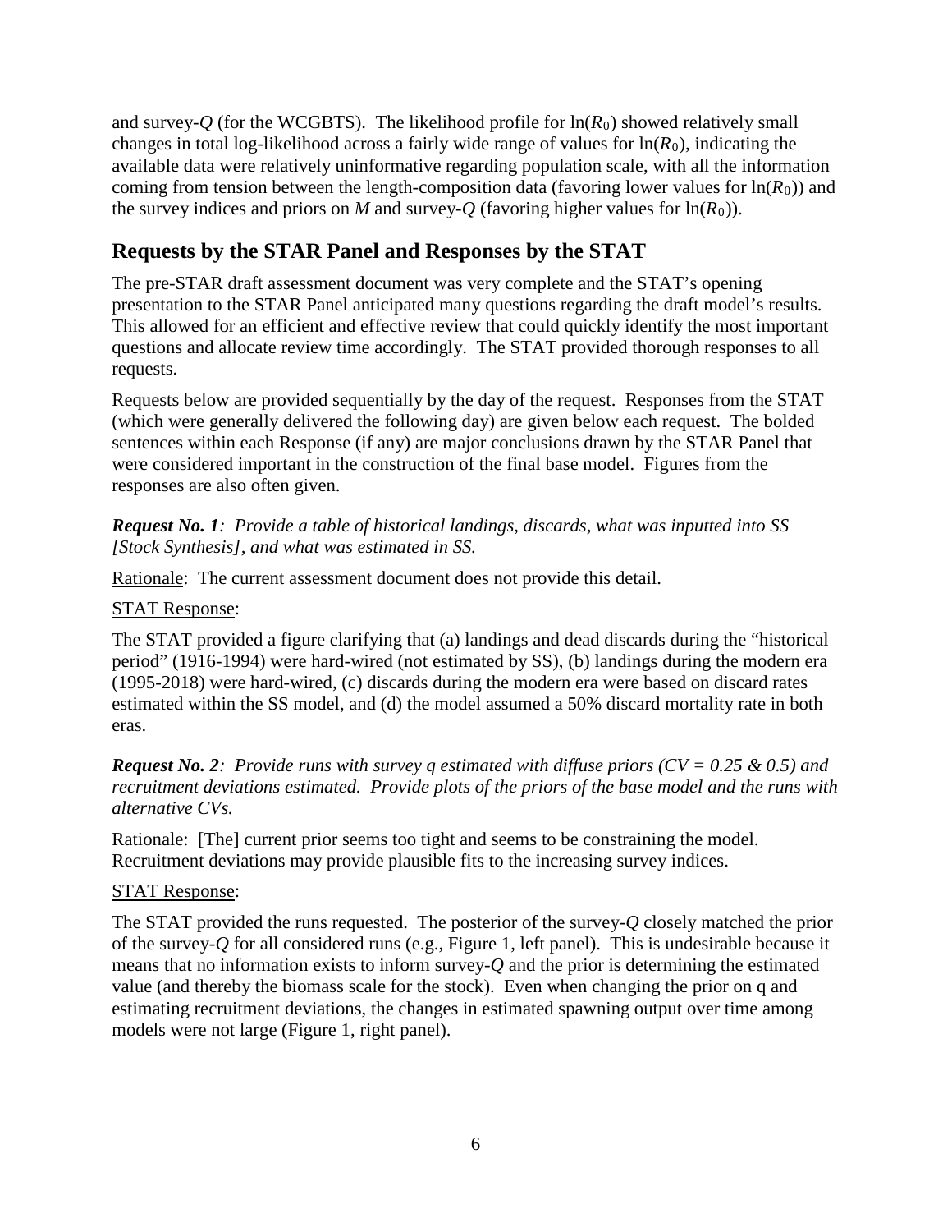and survey-*Q* (for the WCGBTS). The likelihood profile for $\ln(R_0)$ showed relatively small changes in total log-likelihood across a fairly wide range of values for $\ln(R_0)$, indicating the available data were relatively uninformative regarding population scale, with all the information coming from tension between the length-composition data (favoring lower values for $\ln(R_0)$) and the survey indices and priors on $M$ and survey-*Q* (favoring higher values for $\ln(R_0)$).

## Requests by the STAR Panel and Responses by the STAT

The pre-STAR draft assessment document was very complete and the STAT's opening presentation to the STAR Panel anticipated many questions regarding the draft model's results. This allowed for an efficient and effective review that could quickly identify the most important questions and allocate review time accordingly. The STAT provided thorough responses to all requests.

Requests below are provided sequentially by the day of the request. Responses from the STAT (which were generally delivered the following day) are given below each request. The bolded sentences within each Response (if any) are major conclusions drawn by the STAR Panel that were considered important in the construction of the final base model. Figures from the responses are also often given.

***Request No. 1****: Provide a table of historical landings, discards, what was inputted into SS [Stock Synthesis], and what was estimated in SS.*

Rationale: The current assessment document does not provide this detail.

STAT Response:

The STAT provided a figure clarifying that (a) landings and dead discards during the "historical period" (1916-1994) were hard-wired (not estimated by SS), (b) landings during the modern era (1995-2018) were hard-wired, (c) discards during the modern era were based on discard rates estimated within the SS model, and (d) the model assumed a 50% discard mortality rate in both eras.

***Request No. 2****: Provide runs with survey q estimated with diffuse priors (CV = 0.25 & 0.5) and recruitment deviations estimated. Provide plots of the priors of the base model and the runs with alternative CVs.*

Rationale: [The] current prior seems too tight and seems to be constraining the model. Recruitment deviations may provide plausible fits to the increasing survey indices.

STAT Response:

The STAT provided the runs requested. The posterior of the survey-*Q* closely matched the prior of the survey-*Q* for all considered runs (e.g., Figure 1, left panel). This is undesirable because it means that no information exists to inform survey-*Q* and the prior is determining the estimated value (and thereby the biomass scale for the stock). Even when changing the prior on q and estimating recruitment deviations, the changes in estimated spawning output over time among models were not large (Figure 1, right panel).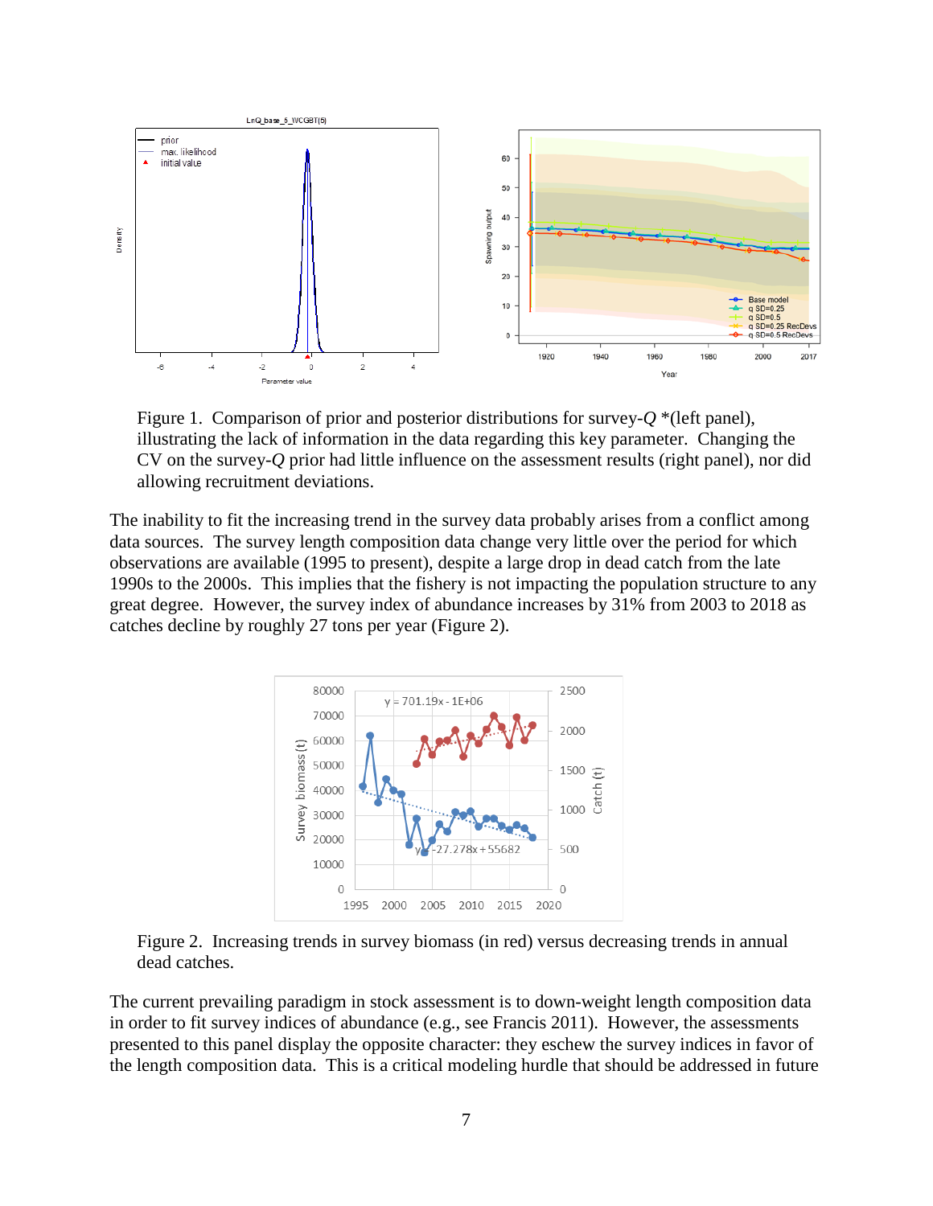Figure 1. Comparison of prior and posterior distributions for survey-*Q* *(left panel), illustrating the lack of information in the data regarding this key parameter. Changing the CV on the survey-*Q* prior had little influence on the assessment results (right panel), nor did allowing recruitment deviations.

The inability to fit the increasing trend in the survey data probably arises from a conflict among data sources. The survey length composition data change very little over the period for which observations are available (1995 to present), despite a large drop in dead catch from the late 1990s to the 2000s. This implies that the fishery is not impacting the population structure to any great degree. However, the survey index of abundance increases by 31% from 2003 to 2018 as catches decline by roughly 27 tons per year (Figure 2).

Figure 2. Increasing trends in survey biomass (in red) versus decreasing trends in annual dead catches.

The current prevailing paradigm in stock assessment is to down-weight length composition data in order to fit survey indices of abundance (e.g., see Francis 2011). However, the assessments presented to this panel display the opposite character: they eschew the survey indices in favor of the length composition data. This is a critical modeling hurdle that should be addressed in future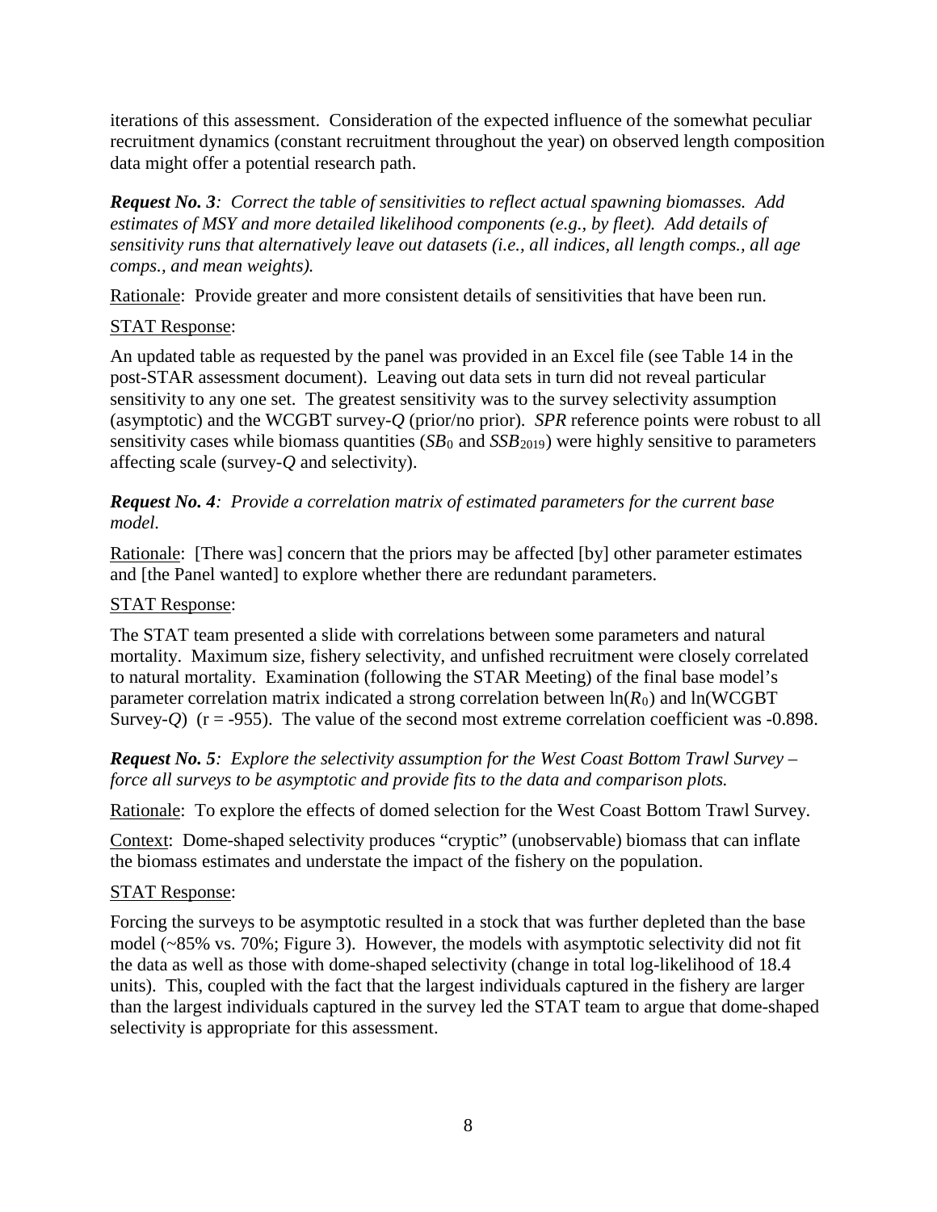iterations of this assessment. Consideration of the expected influence of the somewhat peculiar recruitment dynamics (constant recruitment throughout the year) on observed length composition data might offer a potential research path.

***Request No. 3**: Correct the table of sensitivities to reflect actual spawning biomasses. Add estimates of MSY and more detailed likelihood components (e.g., by fleet). Add details of sensitivity runs that alternatively leave out datasets (i.e., all indices, all length comps., all age comps., and mean weights).*

Rationale: Provide greater and more consistent details of sensitivities that have been run.

STAT Response:

An updated table as requested by the panel was provided in an Excel file (see Table 14 in the post-STAR assessment document). Leaving out data sets in turn did not reveal particular sensitivity to any one set. The greatest sensitivity was to the survey selectivity assumption (asymptotic) and the WCGBT survey-*Q* (prior/no prior). *SPR* reference points were robust to all sensitivity cases while biomass quantities ($SB_0$ and $SSB_{2019}$) were highly sensitive to parameters affecting scale (survey-*Q* and selectivity).

***Request No. 4**: Provide a correlation matrix of estimated parameters for the current base model.*

Rationale: [There was] concern that the priors may be affected [by] other parameter estimates and [the Panel wanted] to explore whether there are redundant parameters.

STAT Response:

The STAT team presented a slide with correlations between some parameters and natural mortality. Maximum size, fishery selectivity, and unfished recruitment were closely correlated to natural mortality. Examination (following the STAR Meeting) of the final base model's parameter correlation matrix indicated a strong correlation between $\ln(R_0)$ and ln(WCGBT Survey-*Q*) (r = -955). The value of the second most extreme correlation coefficient was -0.898.

***Request No. 5**: Explore the selectivity assumption for the West Coast Bottom Trawl Survey – force all surveys to be asymptotic and provide fits to the data and comparison plots.*

Rationale: To explore the effects of domed selection for the West Coast Bottom Trawl Survey.

Context: Dome-shaped selectivity produces "cryptic" (unobservable) biomass that can inflate the biomass estimates and understate the impact of the fishery on the population.

STAT Response:

Forcing the surveys to be asymptotic resulted in a stock that was further depleted than the base model (~85% vs. 70%; Figure 3). However, the models with asymptotic selectivity did not fit the data as well as those with dome-shaped selectivity (change in total log-likelihood of 18.4 units). This, coupled with the fact that the largest individuals captured in the fishery are larger than the largest individuals captured in the survey led the STAT team to argue that dome-shaped selectivity is appropriate for this assessment.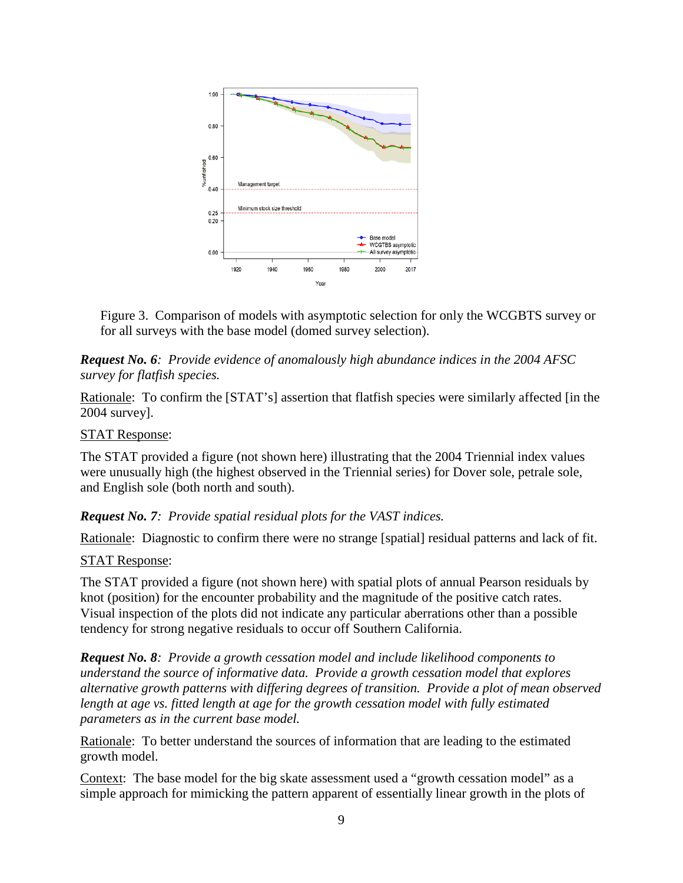Figure 3. Comparison of models with asymptotic selection for only the WCGBTS survey or for all surveys with the base model (domed survey selection).

***Request No. 6****: Provide evidence of anomalously high abundance indices in the 2004 AFSC survey for flatfish species.*

Rationale: To confirm the [STAT's] assertion that flatfish species were similarly affected [in the 2004 survey].

STAT Response:

The STAT provided a figure (not shown here) illustrating that the 2004 Triennial index values were unusually high (the highest observed in the Triennial series) for Dover sole, petrale sole, and English sole (both north and south).

***Request No. 7****: Provide spatial residual plots for the VAST indices.*

Rationale: Diagnostic to confirm there were no strange [spatial] residual patterns and lack of fit.

STAT Response:

The STAT provided a figure (not shown here) with spatial plots of annual Pearson residuals by knot (position) for the encounter probability and the magnitude of the positive catch rates. Visual inspection of the plots did not indicate any particular aberrations other than a possible tendency for strong negative residuals to occur off Southern California.

***Request No. 8****: Provide a growth cessation model and include likelihood components to understand the source of informative data. Provide a growth cessation model that explores alternative growth patterns with differing degrees of transition. Provide a plot of mean observed length at age vs. fitted length at age for the growth cessation model with fully estimated parameters as in the current base model.*

Rationale: To better understand the sources of information that are leading to the estimated growth model.

Context: The base model for the big skate assessment used a "growth cessation model" as a simple approach for mimicking the pattern apparent of essentially linear growth in the plots of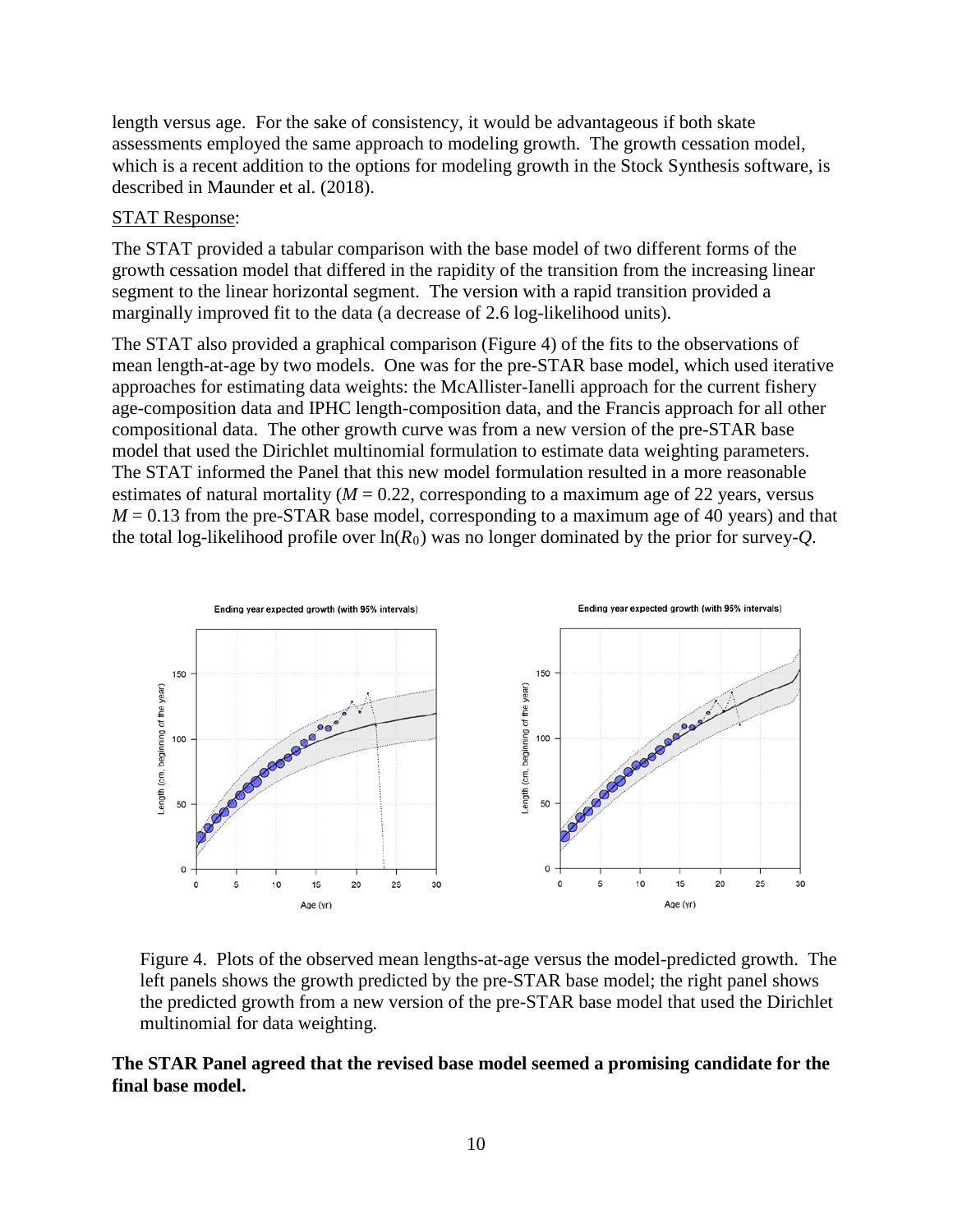length versus age. For the sake of consistency, it would be advantageous if both skate assessments employed the same approach to modeling growth. The growth cessation model, which is a recent addition to the options for modeling growth in the Stock Synthesis software, is described in Maunder et al. (2018).

STAT Response:

The STAT provided a tabular comparison with the base model of two different forms of the growth cessation model that differed in the rapidity of the transition from the increasing linear segment to the linear horizontal segment. The version with a rapid transition provided a marginally improved fit to the data (a decrease of 2.6 log-likelihood units).

The STAT also provided a graphical comparison (Figure 4) of the fits to the observations of mean length-at-age by two models. One was for the pre-STAR base model, which used iterative approaches for estimating data weights: the McAllister-Ianelli approach for the current fishery age-composition data and IPHC length-composition data, and the Francis approach for all other compositional data. The other growth curve was from a new version of the pre-STAR base model that used the Dirichlet multinomial formulation to estimate data weighting parameters. The STAT informed the Panel that this new model formulation resulted in a more reasonable estimates of natural mortality ($M = 0.22$, corresponding to a maximum age of 22 years, versus $M = 0.13$ from the pre-STAR base model, corresponding to a maximum age of 40 years) and that the total log-likelihood profile over $\ln(R_0)$ was no longer dominated by the prior for survey-$Q$.

Figure 4. Plots of the observed mean lengths-at-age versus the model-predicted growth. The left panels shows the growth predicted by the pre-STAR base model; the right panel shows the predicted growth from a new version of the pre-STAR base model that used the Dirichlet multinomial for data weighting.

**The STAR Panel agreed that the revised base model seemed a promising candidate for the final base model.**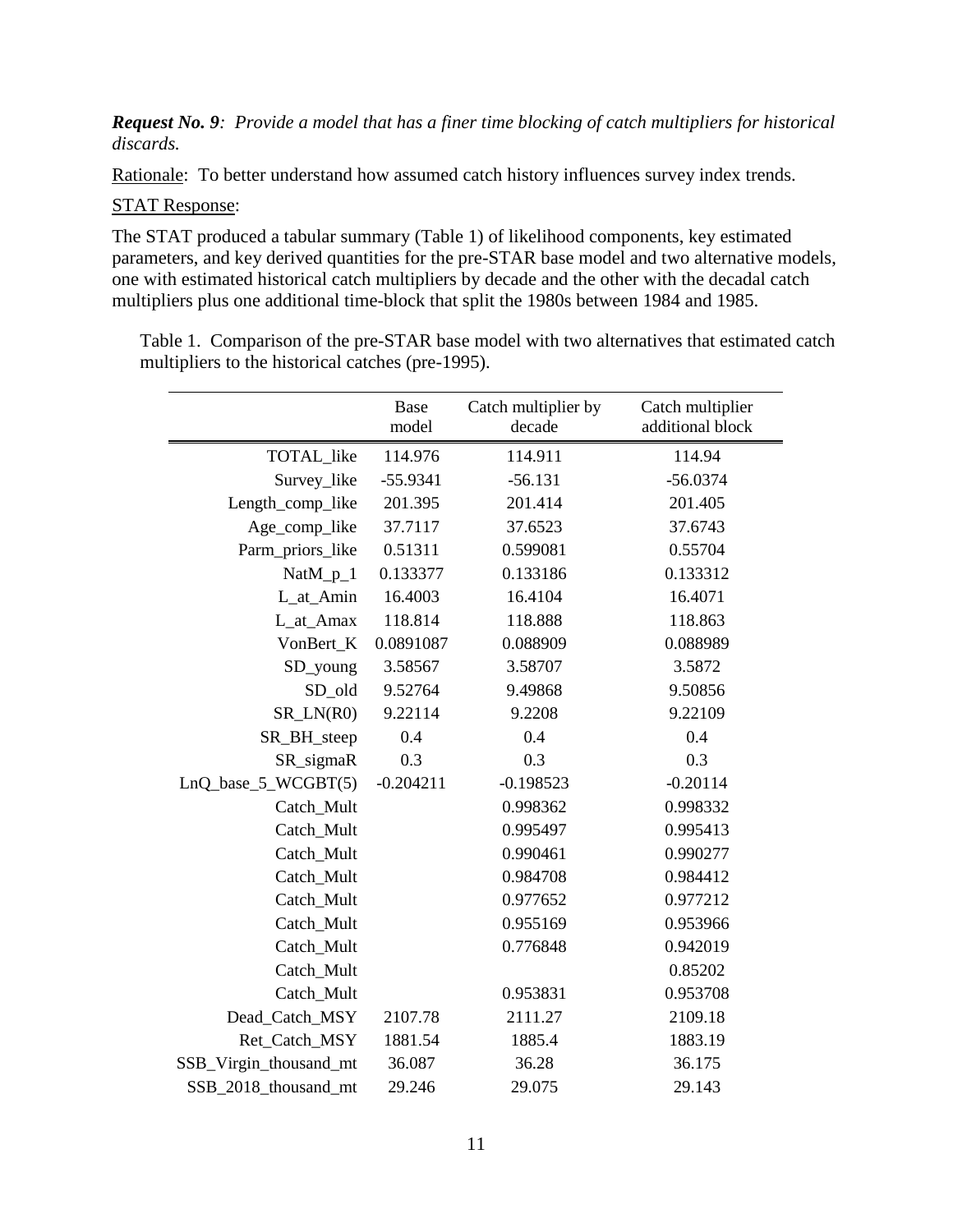***Request No. 9**: Provide a model that has a finer time blocking of catch multipliers for historical discards.*

Rationale: To better understand how assumed catch history influences survey index trends.

STAT Response:

The STAT produced a tabular summary (Table 1) of likelihood components, key estimated parameters, and key derived quantities for the pre-STAR base model and two alternative models, one with estimated historical catch multipliers by decade and the other with the decadal catch multipliers plus one additional time-block that split the 1980s between 1984 and 1985.

Table 1. Comparison of the pre-STAR base model with two alternatives that estimated catch multipliers to the historical catches (pre-1995).

| | Base model | Catch multiplier by decade | Catch multiplier additional block |
|---:|:---:|:---:|:---:|
| TOTAL_like | 114.976 | 114.911 | 114.94 |
| Survey_like | -55.9341 | -56.131 | -56.0374 |
| Length_comp_like | 201.395 | 201.414 | 201.405 |
| Age_comp_like | 37.7117 | 37.6523 | 37.6743 |
| Parm_priors_like | 0.51311 | 0.599081 | 0.55704 |
| NatM_p_1 | 0.133377 | 0.133186 | 0.133312 |
| L_at_Amin | 16.4003 | 16.4104 | 16.4071 |
| L_at_Amax | 118.814 | 118.888 | 118.863 |
| VonBert_K | 0.0891087 | 0.088909 | 0.088989 |
| SD_young | 3.58567 | 3.58707 | 3.5872 |
| SD_old | 9.52764 | 9.49868 | 9.50856 |
| SR_LN(R0) | 9.22114 | 9.2208 | 9.22109 |
| SR_BH_steep | 0.4 | 0.4 | 0.4 |
| SR_sigmaR | 0.3 | 0.3 | 0.3 |
| LnQ_base_5_WCGBT(5) | -0.204211 | -0.198523 | -0.20114 |
| Catch_Mult | | 0.998362 | 0.998332 |
| Catch_Mult | | 0.995497 | 0.995413 |
| Catch_Mult | | 0.990461 | 0.990277 |
| Catch_Mult | | 0.984708 | 0.984412 |
| Catch_Mult | | 0.977652 | 0.977212 |
| Catch_Mult | | 0.955169 | 0.953966 |
| Catch_Mult | | 0.776848 | 0.942019 |
| Catch_Mult | | | 0.85202 |
| Catch_Mult | | 0.953831 | 0.953708 |
| Dead_Catch_MSY | 2107.78 | 2111.27 | 2109.18 |
| Ret_Catch_MSY | 1881.54 | 1885.4 | 1883.19 |
| SSB_Virgin_thousand_mt | 36.087 | 36.28 | 36.175 |
| SSB_2018_thousand_mt | 29.246 | 29.075 | 29.143 |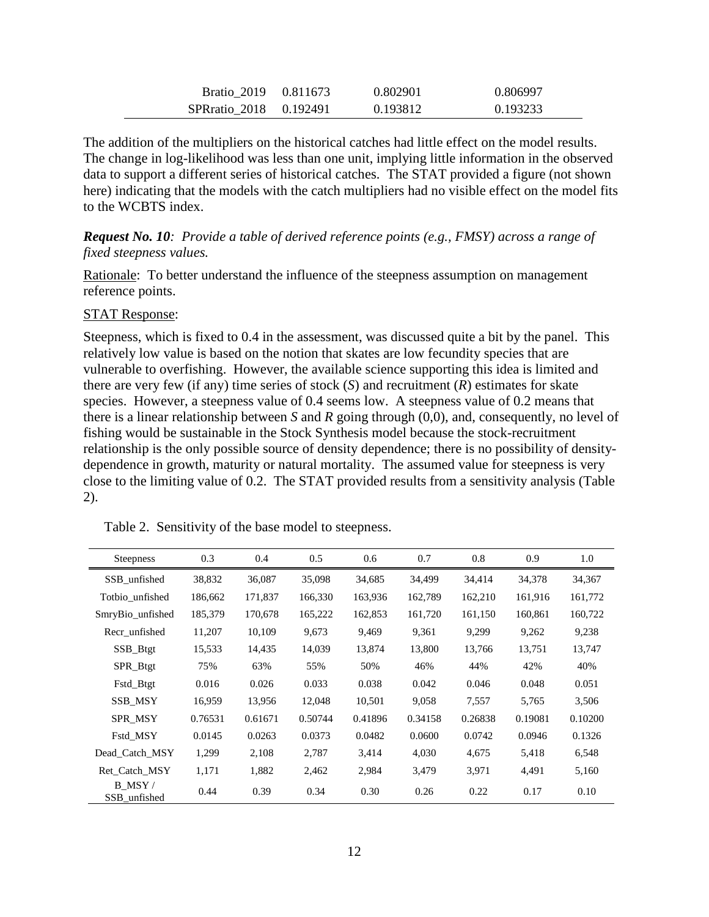| | | | |
|---|---|---|---|
| Bratio_2019 | 0.811673 | 0.802901 | 0.806997 |
| SPRratio_2018 | 0.192491 | 0.193812 | 0.193233 |

The addition of the multipliers on the historical catches had little effect on the model results. The change in log-likelihood was less than one unit, implying little information in the observed data to support a different series of historical catches. The STAT provided a figure (not shown here) indicating that the models with the catch multipliers had no visible effect on the model fits to the WCBTS index.

***Request No. 10****: Provide a table of derived reference points (e.g., FMSY) across a range of fixed steepness values.*

Rationale: To better understand the influence of the steepness assumption on management reference points.

STAT Response:

Steepness, which is fixed to 0.4 in the assessment, was discussed quite a bit by the panel. This relatively low value is based on the notion that skates are low fecundity species that are vulnerable to overfishing. However, the available science supporting this idea is limited and there are very few (if any) time series of stock ($S$) and recruitment ($R$) estimates for skate species. However, a steepness value of 0.4 seems low. A steepness value of 0.2 means that there is a linear relationship between $S$ and $R$ going through (0,0), and, consequently, no level of fishing would be sustainable in the Stock Synthesis model because the stock-recruitment relationship is the only possible source of density dependence; there is no possibility of density-dependence in growth, maturity or natural mortality. The assumed value for steepness is very close to the limiting value of 0.2. The STAT provided results from a sensitivity analysis (Table 2).

Table 2. Sensitivity of the base model to steepness.

| Steepness | 0.3 | 0.4 | 0.5 | 0.6 | 0.7 | 0.8 | 0.9 | 1.0 |
|---|---|---|---|---|---|---|---|---|
| SSB_unfished | 38,832 | 36,087 | 35,098 | 34,685 | 34,499 | 34,414 | 34,378 | 34,367 |
| Totbio_unfished | 186,662 | 171,837 | 166,330 | 163,936 | 162,789 | 162,210 | 161,916 | 161,772 |
| SmryBio_unfished | 185,379 | 170,678 | 165,222 | 162,853 | 161,720 | 161,150 | 160,861 | 160,722 |
| Recr_unfished | 11,207 | 10,109 | 9,673 | 9,469 | 9,361 | 9,299 | 9,262 | 9,238 |
| SSB_Btgt | 15,533 | 14,435 | 14,039 | 13,874 | 13,800 | 13,766 | 13,751 | 13,747 |
| SPR_Btgt | 75% | 63% | 55% | 50% | 46% | 44% | 42% | 40% |
| Fstd_Btgt | 0.016 | 0.026 | 0.033 | 0.038 | 0.042 | 0.046 | 0.048 | 0.051 |
| SSB_MSY | 16,959 | 13,956 | 12,048 | 10,501 | 9,058 | 7,557 | 5,765 | 3,506 |
| SPR_MSY | 0.76531 | 0.61671 | 0.50744 | 0.41896 | 0.34158 | 0.26838 | 0.19081 | 0.10200 |
| Fstd_MSY | 0.0145 | 0.0263 | 0.0373 | 0.0482 | 0.0600 | 0.0742 | 0.0946 | 0.1326 |
| Dead_Catch_MSY | 1,299 | 2,108 | 2,787 | 3,414 | 4,030 | 4,675 | 5,418 | 6,548 |
| Ret_Catch_MSY | 1,171 | 1,882 | 2,462 | 2,984 | 3,479 | 3,971 | 4,491 | 5,160 |
| B_MSY / SSB_unfished | 0.44 | 0.39 | 0.34 | 0.30 | 0.26 | 0.22 | 0.17 | 0.10 |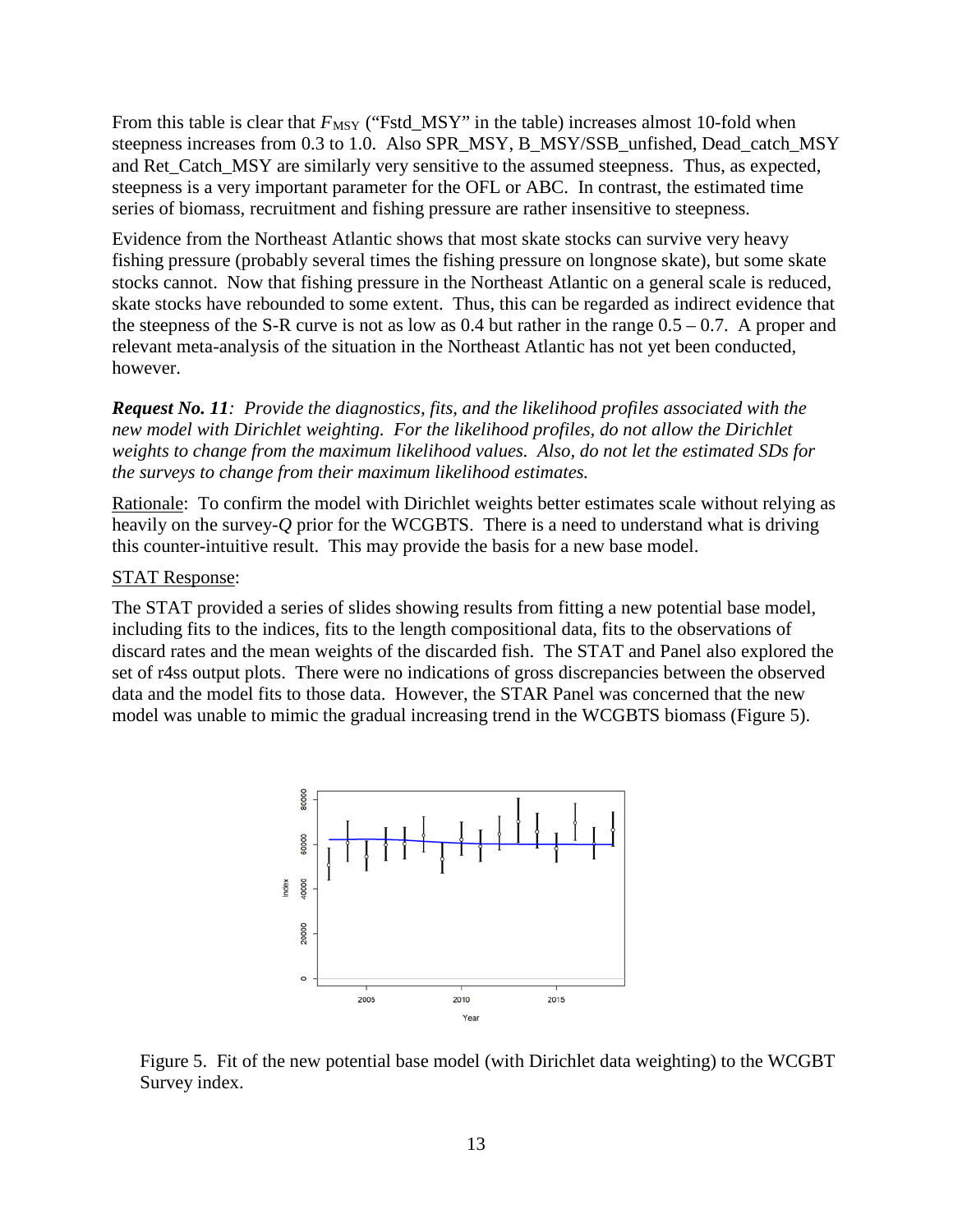From this table is clear that $F_{MSY}$ ("Fstd_MSY" in the table) increases almost 10-fold when steepness increases from 0.3 to 1.0. Also SPR_MSY, B_MSY/SSB_unfished, Dead_catch_MSY and Ret_Catch_MSY are similarly very sensitive to the assumed steepness. Thus, as expected, steepness is a very important parameter for the OFL or ABC. In contrast, the estimated time series of biomass, recruitment and fishing pressure are rather insensitive to steepness.

Evidence from the Northeast Atlantic shows that most skate stocks can survive very heavy fishing pressure (probably several times the fishing pressure on longnose skate), but some skate stocks cannot. Now that fishing pressure in the Northeast Atlantic on a general scale is reduced, skate stocks have rebounded to some extent. Thus, this can be regarded as indirect evidence that the steepness of the S-R curve is not as low as 0.4 but rather in the range 0.5 – 0.7. A proper and relevant meta-analysis of the situation in the Northeast Atlantic has not yet been conducted, however.

***Request No. 11****: Provide the diagnostics, fits, and the likelihood profiles associated with the new model with Dirichlet weighting. For the likelihood profiles, do not allow the Dirichlet weights to change from the maximum likelihood values. Also, do not let the estimated SDs for the surveys to change from their maximum likelihood estimates.*

<u>Rationale</u>: To confirm the model with Dirichlet weights better estimates scale without relying as heavily on the survey-*Q* prior for the WCGBTS. There is a need to understand what is driving this counter-intuitive result. This may provide the basis for a new base model.

<u>STAT Response</u>:

The STAT provided a series of slides showing results from fitting a new potential base model, including fits to the indices, fits to the length compositional data, fits to the observations of discard rates and the mean weights of the discarded fish. The STAT and Panel also explored the set of r4ss output plots. There were no indications of gross discrepancies between the observed data and the model fits to those data. However, the STAR Panel was concerned that the new model was unable to mimic the gradual increasing trend in the WCGBTS biomass (Figure 5).

Figure 5. Fit of the new potential base model (with Dirichlet data weighting) to the WCGBT Survey index.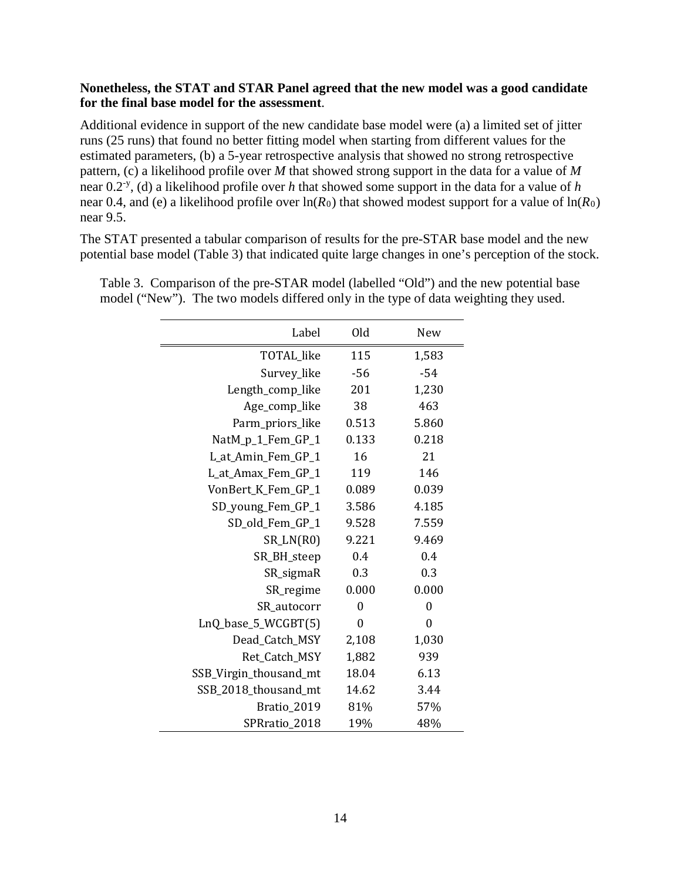**Nonetheless, the STAT and STAR Panel agreed that the new model was a good candidate for the final base model for the assessment**.

Additional evidence in support of the new candidate base model were (a) a limited set of jitter runs (25 runs) that found no better fitting model when starting from different values for the estimated parameters, (b) a 5-year retrospective analysis that showed no strong retrospective pattern, (c) a likelihood profile over *M* that showed strong support in the data for a value of *M* near $0.2^{-y}$, (d) a likelihood profile over *h* that showed some support in the data for a value of *h* near 0.4, and (e) a likelihood profile over $\ln(R_0)$ that showed modest support for a value of $\ln(R_0)$ near 9.5.

The STAT presented a tabular comparison of results for the pre-STAR base model and the new potential base model (Table 3) that indicated quite large changes in one's perception of the stock.

Table 3. Comparison of the pre-STAR model (labelled "Old") and the new potential base model ("New"). The two models differed only in the type of data weighting they used.

| Label | Old | New |
|---:|:---:|:---:|
| TOTAL_like | 115 | 1,583 |
| Survey_like | -56 | -54 |
| Length_comp_like | 201 | 1,230 |
| Age_comp_like | 38 | 463 |
| Parm_priors_like | 0.513 | 5.860 |
| NatM_p_1_Fem_GP_1 | 0.133 | 0.218 |
| L_at_Amin_Fem_GP_1 | 16 | 21 |
| L_at_Amax_Fem_GP_1 | 119 | 146 |
| VonBert_K_Fem_GP_1 | 0.089 | 0.039 |
| SD_young_Fem_GP_1 | 3.586 | 4.185 |
| SD_old_Fem_GP_1 | 9.528 | 7.559 |
| SR_LN(R0) | 9.221 | 9.469 |
| SR_BH_steep | 0.4 | 0.4 |
| SR_sigmaR | 0.3 | 0.3 |
| SR_regime | 0.000 | 0.000 |
| SR_autocorr | 0 | 0 |
| LnQ_base_5_WCGBT(5) | 0 | 0 |
| Dead_Catch_MSY | 2,108 | 1,030 |
| Ret_Catch_MSY | 1,882 | 939 |
| SSB_Virgin_thousand_mt | 18.04 | 6.13 |
| SSB_2018_thousand_mt | 14.62 | 3.44 |
| Bratio_2019 | 81% | 57% |
| SPRratio_2018 | 19% | 48% |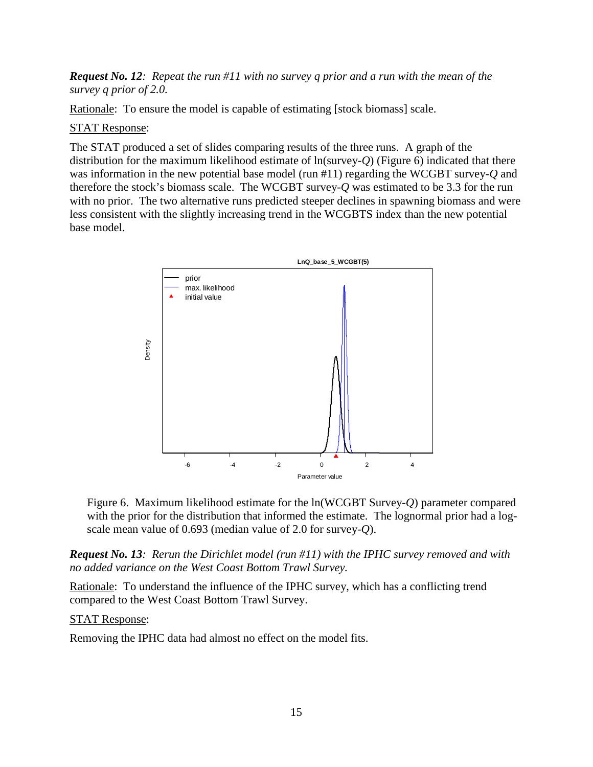***Request No. 12****: Repeat the run #11 with no survey q prior and a run with the mean of the survey q prior of 2.0.*

Rationale: To ensure the model is capable of estimating [stock biomass] scale.

STAT Response:

The STAT produced a set of slides comparing results of the three runs. A graph of the distribution for the maximum likelihood estimate of ln(survey-*Q*) (Figure 6) indicated that there was information in the new potential base model (run #11) regarding the WCGBT survey-*Q* and therefore the stock's biomass scale. The WCGBT survey-*Q* was estimated to be 3.3 for the run with no prior. The two alternative runs predicted steeper declines in spawning biomass and were less consistent with the slightly increasing trend in the WCGBTS index than the new potential base model.

Figure 6. Maximum likelihood estimate for the ln(WCGBT Survey-*Q*) parameter compared with the prior for the distribution that informed the estimate. The lognormal prior had a log-scale mean value of 0.693 (median value of 2.0 for survey-*Q*).

***Request No. 13****: Rerun the Dirichlet model (run #11) with the IPHC survey removed and with no added variance on the West Coast Bottom Trawl Survey.*

Rationale: To understand the influence of the IPHC survey, which has a conflicting trend compared to the West Coast Bottom Trawl Survey.

STAT Response:

Removing the IPHC data had almost no effect on the model fits.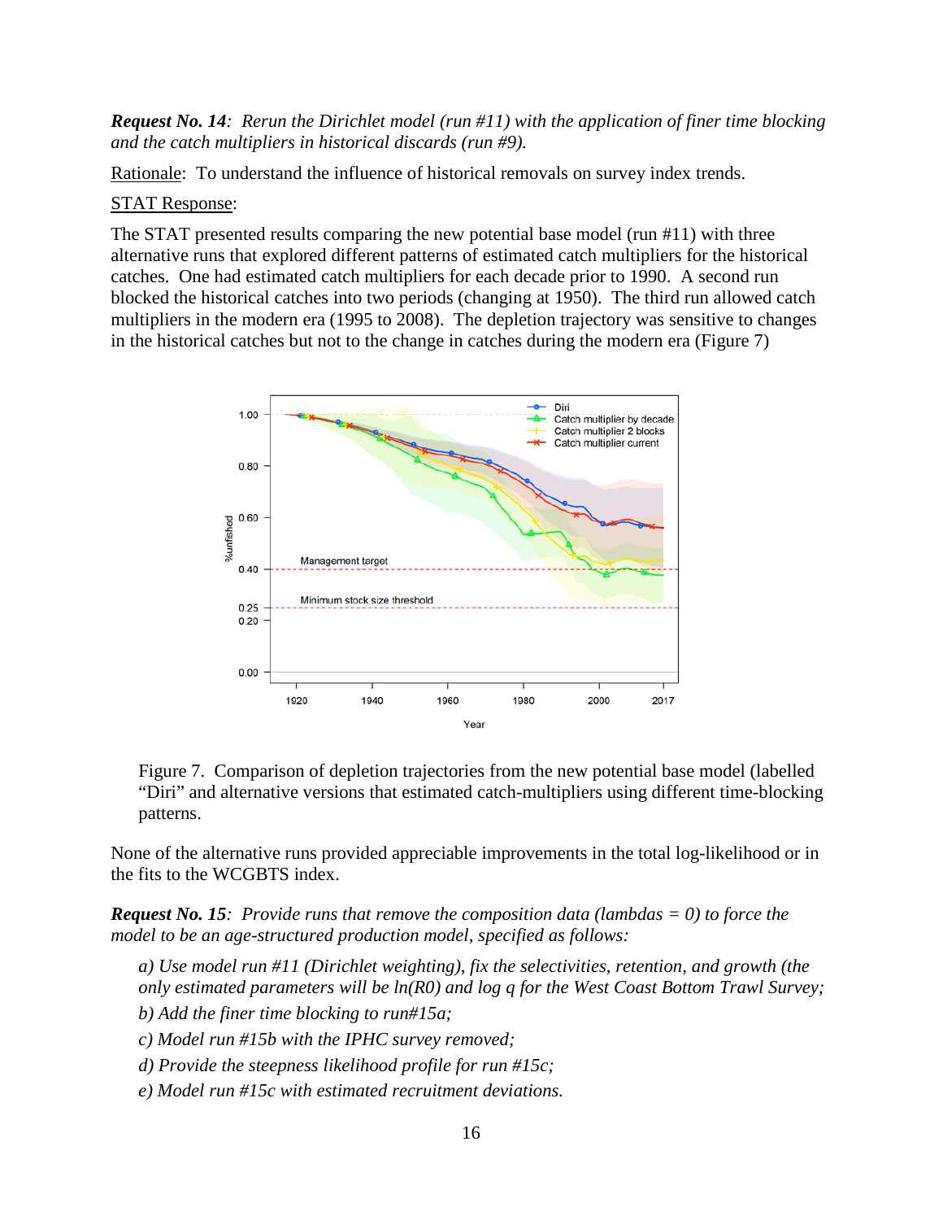***Request No. 14**: Rerun the Dirichlet model (run #11) with the application of finer time blocking and the catch multipliers in historical discards (run #9).*

Rationale: To understand the influence of historical removals on survey index trends.

STAT Response:

The STAT presented results comparing the new potential base model (run #11) with three alternative runs that explored different patterns of estimated catch multipliers for the historical catches. One had estimated catch multipliers for each decade prior to 1990. A second run blocked the historical catches into two periods (changing at 1950). The third run allowed catch multipliers in the modern era (1995 to 2008). The depletion trajectory was sensitive to changes in the historical catches but not to the change in catches during the modern era (Figure 7)

Figure 7. Comparison of depletion trajectories from the new potential base model (labelled "Diri" and alternative versions that estimated catch-multipliers using different time-blocking patterns.

None of the alternative runs provided appreciable improvements in the total log-likelihood or in the fits to the WCGBTS index.

***Request No. 15**: Provide runs that remove the composition data (lambdas = 0) to force the model to be an age-structured production model, specified as follows:*

*a) Use model run #11 (Dirichlet weighting), fix the selectivities, retention, and growth (the only estimated parameters will be ln(R0) and log q for the West Coast Bottom Trawl Survey;*

*b) Add the finer time blocking to run#15a;*

*c) Model run #15b with the IPHC survey removed;*

*d) Provide the steepness likelihood profile for run #15c;*

*e) Model run #15c with estimated recruitment deviations.*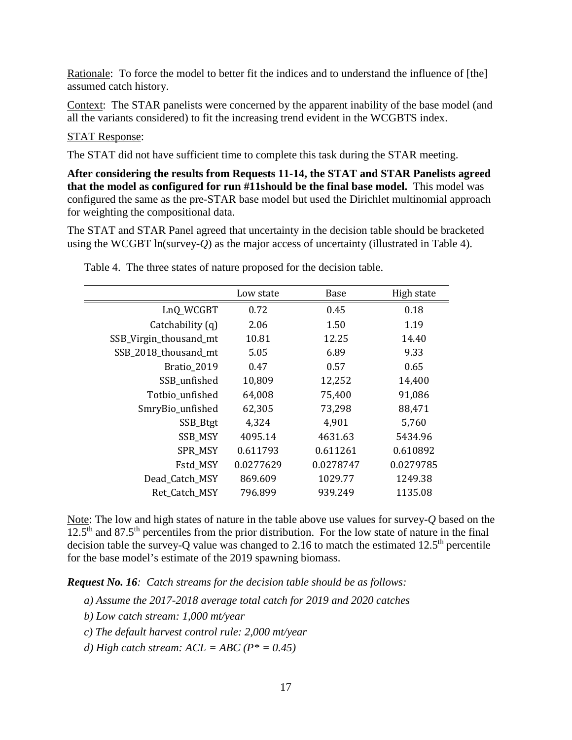Rationale: To force the model to better fit the indices and to understand the influence of [the] assumed catch history.

Context: The STAR panelists were concerned by the apparent inability of the base model (and all the variants considered) to fit the increasing trend evident in the WCGBTS index.

STAT Response:

The STAT did not have sufficient time to complete this task during the STAR meeting.

**After considering the results from Requests 11-14, the STAT and STAR Panelists agreed that the model as configured for run #11should be the final base model.** This model was configured the same as the pre-STAR base model but used the Dirichlet multinomial approach for weighting the compositional data.

The STAT and STAR Panel agreed that uncertainty in the decision table should be bracketed using the WCGBT ln(survey-*Q*) as the major access of uncertainty (illustrated in Table 4).

Table 4. The three states of nature proposed for the decision table.

| | Low state | Base | High state |
|---:|:---:|:---:|:---:|
| LnQ_WCGBT | 0.72 | 0.45 | 0.18 |
| Catchability (q) | 2.06 | 1.50 | 1.19 |
| SSB_Virgin_thousand_mt | 10.81 | 12.25 | 14.40 |
| SSB_2018_thousand_mt | 5.05 | 6.89 | 9.33 |
| Bratio_2019 | 0.47 | 0.57 | 0.65 |
| SSB_unfished | 10,809 | 12,252 | 14,400 |
| Totbio_unfished | 64,008 | 75,400 | 91,086 |
| SmryBio_unfished | 62,305 | 73,298 | 88,471 |
| SSB_Btgt | 4,324 | 4,901 | 5,760 |
| SSB_MSY | 4095.14 | 4631.63 | 5434.96 |
| SPR_MSY | 0.611793 | 0.611261 | 0.610892 |
| Fstd_MSY | 0.0277629 | 0.0278747 | 0.0279785 |
| Dead_Catch_MSY | 869.609 | 1029.77 | 1249.38 |
| Ret_Catch_MSY | 796.899 | 939.249 | 1135.08 |

Note: The low and high states of nature in the table above use values for survey-*Q* based on the 12.5th and 87.5th percentiles from the prior distribution. For the low state of nature in the final decision table the survey-Q value was changed to 2.16 to match the estimated 12.5th percentile for the base model's estimate of the 2019 spawning biomass.

***Request No. 16****: Catch streams for the decision table should be as follows:*

*a) Assume the 2017-2018 average total catch for 2019 and 2020 catches*

*b) Low catch stream: 1,000 mt/year*

*c) The default harvest control rule: 2,000 mt/year*

*d) High catch stream: ACL = ABC (P\* = 0.45)*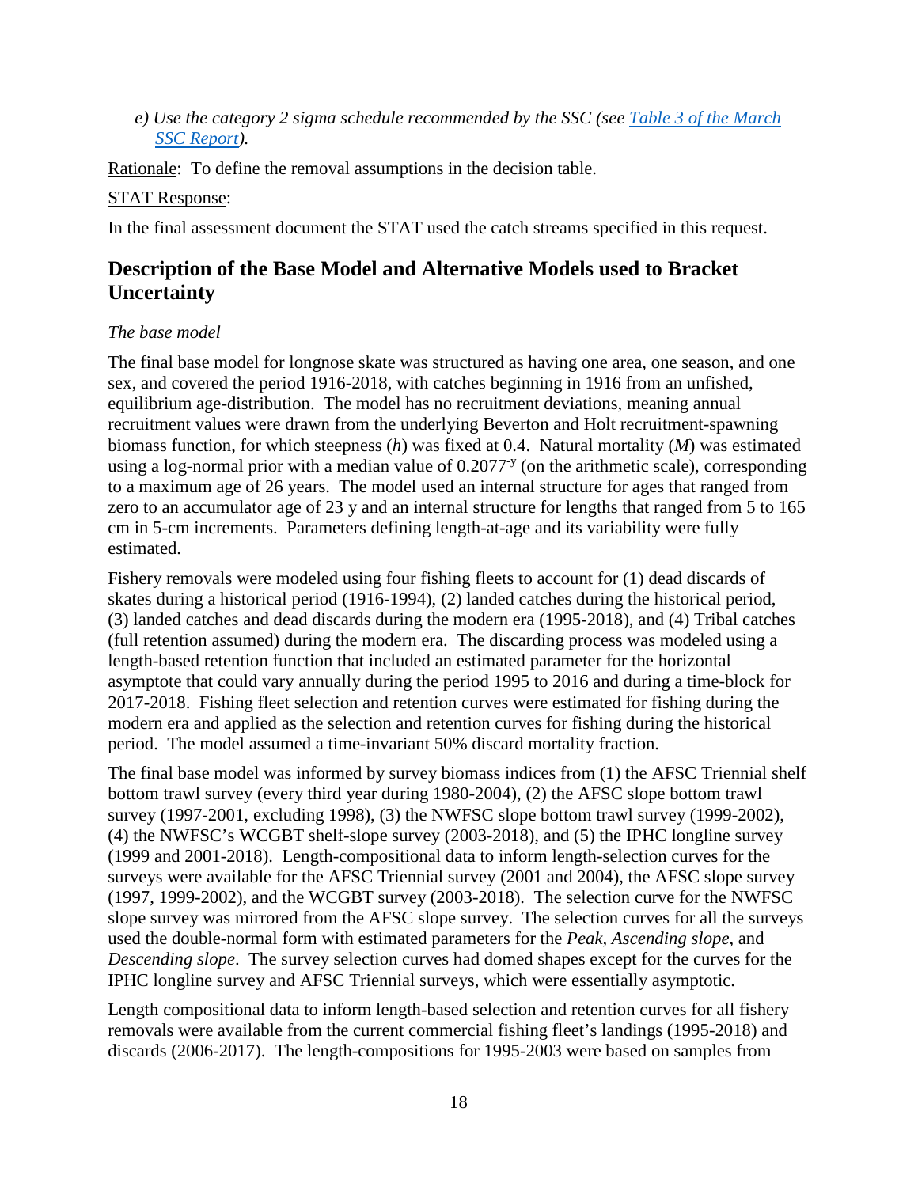*e) Use the category 2 sigma schedule recommended by the SSC (see [Table 3 of the March SSC Report](#)).*

Rationale: To define the removal assumptions in the decision table.

STAT Response:

In the final assessment document the STAT used the catch streams specified in this request.

## Description of the Base Model and Alternative Models used to Bracket Uncertainty

*The base model*

The final base model for longnose skate was structured as having one area, one season, and one sex, and covered the period 1916-2018, with catches beginning in 1916 from an unfished, equilibrium age-distribution. The model has no recruitment deviations, meaning annual recruitment values were drawn from the underlying Beverton and Holt recruitment-spawning biomass function, for which steepness ($h$) was fixed at 0.4. Natural mortality ($M$) was estimated using a log-normal prior with a median value of $0.2077^{-y}$ (on the arithmetic scale), corresponding to a maximum age of 26 years. The model used an internal structure for ages that ranged from zero to an accumulator age of 23 y and an internal structure for lengths that ranged from 5 to 165 cm in 5-cm increments. Parameters defining length-at-age and its variability were fully estimated.

Fishery removals were modeled using four fishing fleets to account for (1) dead discards of skates during a historical period (1916-1994), (2) landed catches during the historical period, (3) landed catches and dead discards during the modern era (1995-2018), and (4) Tribal catches (full retention assumed) during the modern era. The discarding process was modeled using a length-based retention function that included an estimated parameter for the horizontal asymptote that could vary annually during the period 1995 to 2016 and during a time-block for 2017-2018. Fishing fleet selection and retention curves were estimated for fishing during the modern era and applied as the selection and retention curves for fishing during the historical period. The model assumed a time-invariant 50% discard mortality fraction.

The final base model was informed by survey biomass indices from (1) the AFSC Triennial shelf bottom trawl survey (every third year during 1980-2004), (2) the AFSC slope bottom trawl survey (1997-2001, excluding 1998), (3) the NWFSC slope bottom trawl survey (1999-2002), (4) the NWFSC's WCGBT shelf-slope survey (2003-2018), and (5) the IPHC longline survey (1999 and 2001-2018). Length-compositional data to inform length-selection curves for the surveys were available for the AFSC Triennial survey (2001 and 2004), the AFSC slope survey (1997, 1999-2002), and the WCGBT survey (2003-2018). The selection curve for the NWFSC slope survey was mirrored from the AFSC slope survey. The selection curves for all the surveys used the double-normal form with estimated parameters for the *Peak*, *Ascending slope*, and *Descending slope*. The survey selection curves had domed shapes except for the curves for the IPHC longline survey and AFSC Triennial surveys, which were essentially asymptotic.

Length compositional data to inform length-based selection and retention curves for all fishery removals were available from the current commercial fishing fleet's landings (1995-2018) and discards (2006-2017). The length-compositions for 1995-2003 were based on samples from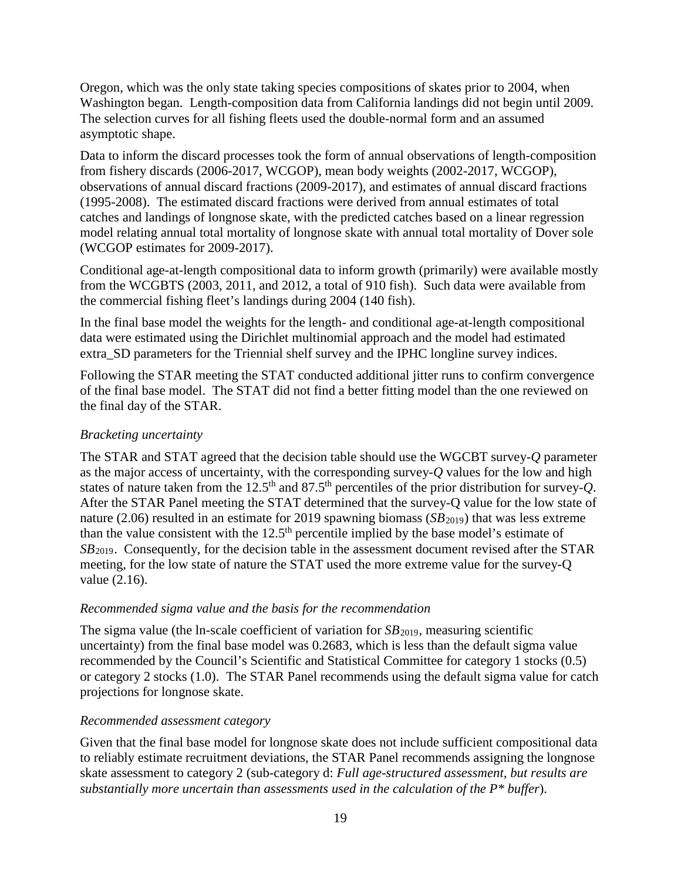Oregon, which was the only state taking species compositions of skates prior to 2004, when Washington began. Length-composition data from California landings did not begin until 2009. The selection curves for all fishing fleets used the double-normal form and an assumed asymptotic shape.

Data to inform the discard processes took the form of annual observations of length-composition from fishery discards (2006-2017, WCGOP), mean body weights (2002-2017, WCGOP), observations of annual discard fractions (2009-2017), and estimates of annual discard fractions (1995-2008). The estimated discard fractions were derived from annual estimates of total catches and landings of longnose skate, with the predicted catches based on a linear regression model relating annual total mortality of longnose skate with annual total mortality of Dover sole (WCGOP estimates for 2009-2017).

Conditional age-at-length compositional data to inform growth (primarily) were available mostly from the WCGBTS (2003, 2011, and 2012, a total of 910 fish). Such data were available from the commercial fishing fleet's landings during 2004 (140 fish).

In the final base model the weights for the length- and conditional age-at-length compositional data were estimated using the Dirichlet multinomial approach and the model had estimated extra_SD parameters for the Triennial shelf survey and the IPHC longline survey indices.

Following the STAR meeting the STAT conducted additional jitter runs to confirm convergence of the final base model. The STAT did not find a better fitting model than the one reviewed on the final day of the STAR.

*Bracketing uncertainty*

The STAR and STAT agreed that the decision table should use the WGCBT survey-*Q* parameter as the major access of uncertainty, with the corresponding survey-*Q* values for the low and high states of nature taken from the 12.5$^{th}$ and 87.5$^{th}$ percentiles of the prior distribution for survey-*Q*. After the STAR Panel meeting the STAT determined that the survey-Q value for the low state of nature (2.06) resulted in an estimate for 2019 spawning biomass ($SB_{2019}$) that was less extreme than the value consistent with the 12.5$^{th}$ percentile implied by the base model's estimate of $SB_{2019}$. Consequently, for the decision table in the assessment document revised after the STAR meeting, for the low state of nature the STAT used the more extreme value for the survey-Q value (2.16).

*Recommended sigma value and the basis for the recommendation*

The sigma value (the ln-scale coefficient of variation for $SB_{2019}$, measuring scientific uncertainty) from the final base model was 0.2683, which is less than the default sigma value recommended by the Council's Scientific and Statistical Committee for category 1 stocks (0.5) or category 2 stocks (1.0). The STAR Panel recommends using the default sigma value for catch projections for longnose skate.

*Recommended assessment category*

Given that the final base model for longnose skate does not include sufficient compositional data to reliably estimate recruitment deviations, the STAR Panel recommends assigning the longnose skate assessment to category 2 (sub-category d: *Full age-structured assessment, but results are substantially more uncertain than assessments used in the calculation of the P\* buffer*).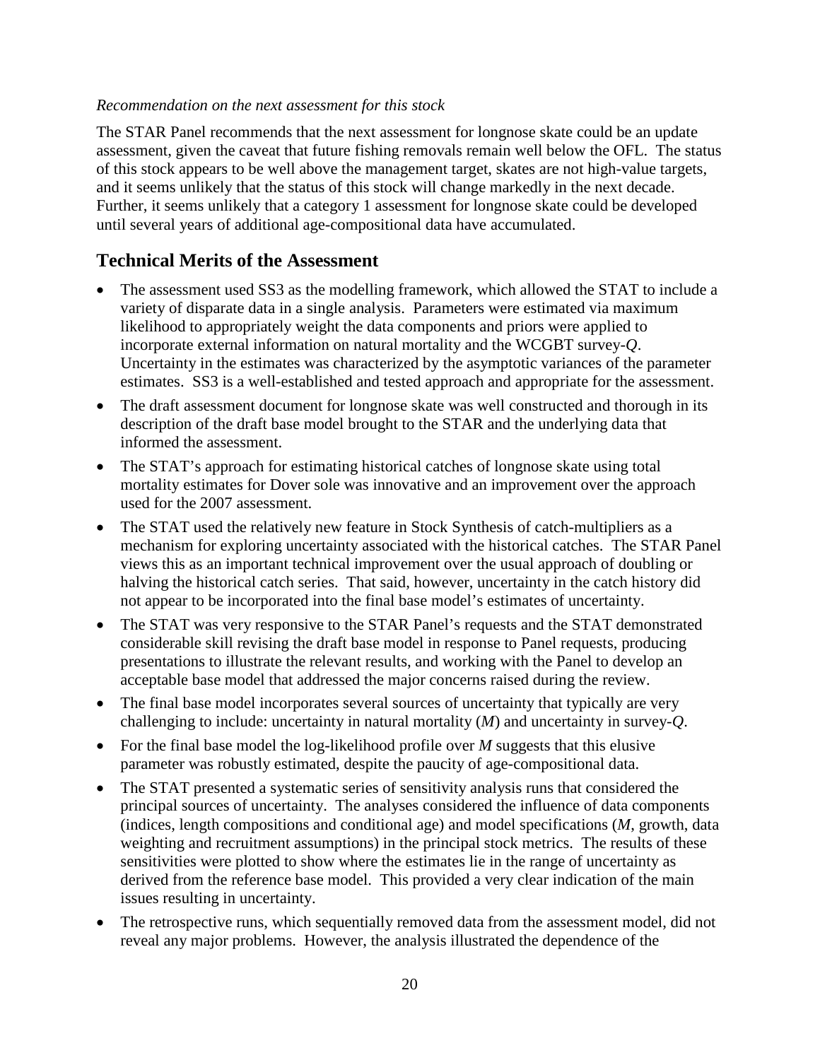*Recommendation on the next assessment for this stock*

The STAR Panel recommends that the next assessment for longnose skate could be an update assessment, given the caveat that future fishing removals remain well below the OFL. The status of this stock appears to be well above the management target, skates are not high-value targets, and it seems unlikely that the status of this stock will change markedly in the next decade. Further, it seems unlikely that a category 1 assessment for longnose skate could be developed until several years of additional age-compositional data have accumulated.

## Technical Merits of the Assessment

- The assessment used SS3 as the modelling framework, which allowed the STAT to include a variety of disparate data in a single analysis. Parameters were estimated via maximum likelihood to appropriately weight the data components and priors were applied to incorporate external information on natural mortality and the WCGBT survey-*Q*. Uncertainty in the estimates was characterized by the asymptotic variances of the parameter estimates. SS3 is a well-established and tested approach and appropriate for the assessment.
- The draft assessment document for longnose skate was well constructed and thorough in its description of the draft base model brought to the STAR and the underlying data that informed the assessment.
- The STAT's approach for estimating historical catches of longnose skate using total mortality estimates for Dover sole was innovative and an improvement over the approach used for the 2007 assessment.
- The STAT used the relatively new feature in Stock Synthesis of catch-multipliers as a mechanism for exploring uncertainty associated with the historical catches. The STAR Panel views this as an important technical improvement over the usual approach of doubling or halving the historical catch series. That said, however, uncertainty in the catch history did not appear to be incorporated into the final base model's estimates of uncertainty.
- The STAT was very responsive to the STAR Panel's requests and the STAT demonstrated considerable skill revising the draft base model in response to Panel requests, producing presentations to illustrate the relevant results, and working with the Panel to develop an acceptable base model that addressed the major concerns raised during the review.
- The final base model incorporates several sources of uncertainty that typically are very challenging to include: uncertainty in natural mortality (*M*) and uncertainty in survey-*Q*.
- For the final base model the log-likelihood profile over *M* suggests that this elusive parameter was robustly estimated, despite the paucity of age-compositional data.
- The STAT presented a systematic series of sensitivity analysis runs that considered the principal sources of uncertainty. The analyses considered the influence of data components (indices, length compositions and conditional age) and model specifications (*M*, growth, data weighting and recruitment assumptions) in the principal stock metrics. The results of these sensitivities were plotted to show where the estimates lie in the range of uncertainty as derived from the reference base model. This provided a very clear indication of the main issues resulting in uncertainty.
- The retrospective runs, which sequentially removed data from the assessment model, did not reveal any major problems. However, the analysis illustrated the dependence of the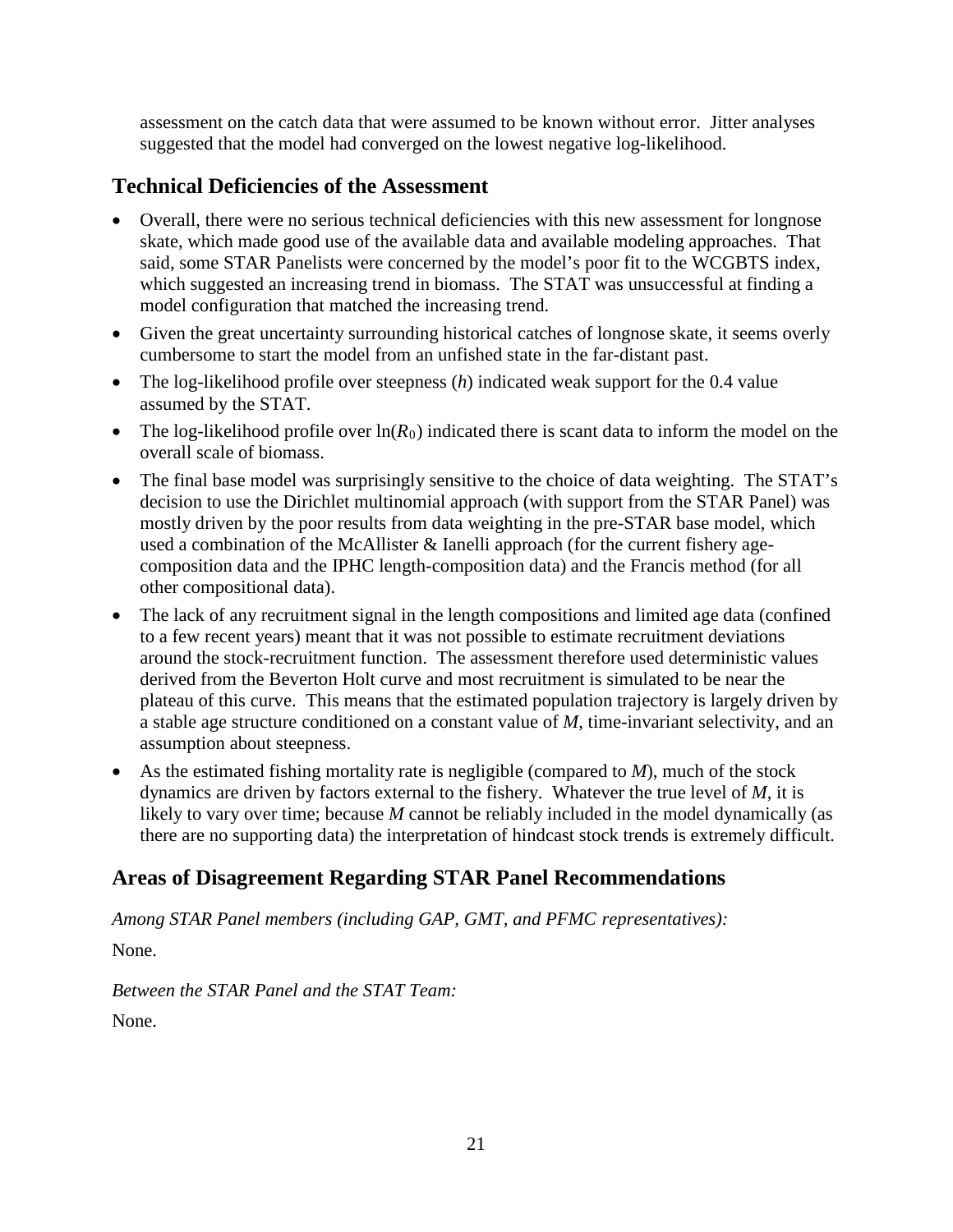assessment on the catch data that were assumed to be known without error. Jitter analyses suggested that the model had converged on the lowest negative log-likelihood.

## Technical Deficiencies of the Assessment

- Overall, there were no serious technical deficiencies with this new assessment for longnose skate, which made good use of the available data and available modeling approaches. That said, some STAR Panelists were concerned by the model's poor fit to the WCGBTS index, which suggested an increasing trend in biomass. The STAT was unsuccessful at finding a model configuration that matched the increasing trend.
- Given the great uncertainty surrounding historical catches of longnose skate, it seems overly cumbersome to start the model from an unfished state in the far-distant past.
- The log-likelihood profile over steepness ($h$) indicated weak support for the 0.4 value assumed by the STAT.
- The log-likelihood profile over $\ln(R_0)$ indicated there is scant data to inform the model on the overall scale of biomass.
- The final base model was surprisingly sensitive to the choice of data weighting. The STAT's decision to use the Dirichlet multinomial approach (with support from the STAR Panel) was mostly driven by the poor results from data weighting in the pre-STAR base model, which used a combination of the McAllister & Ianelli approach (for the current fishery age-composition data and the IPHC length-composition data) and the Francis method (for all other compositional data).
- The lack of any recruitment signal in the length compositions and limited age data (confined to a few recent years) meant that it was not possible to estimate recruitment deviations around the stock-recruitment function. The assessment therefore used deterministic values derived from the Beverton Holt curve and most recruitment is simulated to be near the plateau of this curve. This means that the estimated population trajectory is largely driven by a stable age structure conditioned on a constant value of $M$, time-invariant selectivity, and an assumption about steepness.
- As the estimated fishing mortality rate is negligible (compared to $M$), much of the stock dynamics are driven by factors external to the fishery. Whatever the true level of $M$, it is likely to vary over time; because $M$ cannot be reliably included in the model dynamically (as there are no supporting data) the interpretation of hindcast stock trends is extremely difficult.

## Areas of Disagreement Regarding STAR Panel Recommendations

*Among STAR Panel members (including GAP, GMT, and PFMC representatives):*

None.

*Between the STAR Panel and the STAT Team:*

None.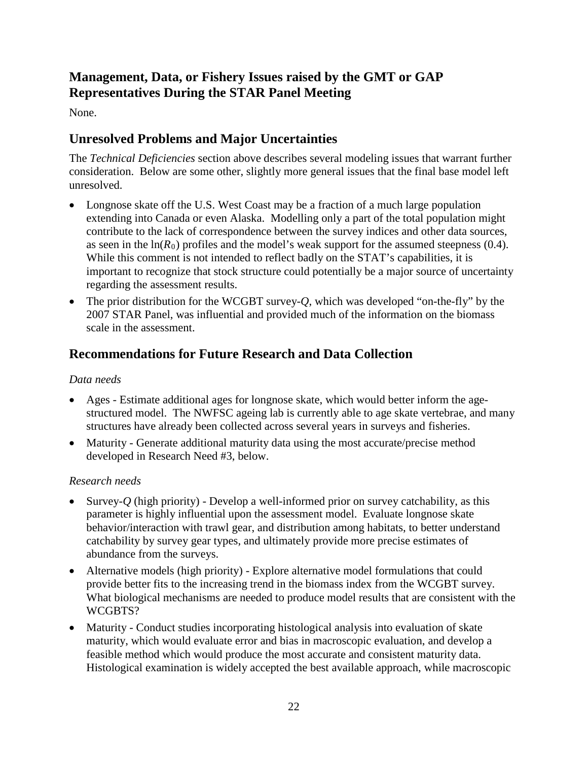## Management, Data, or Fishery Issues raised by the GMT or GAP Representatives During the STAR Panel Meeting

None.

## Unresolved Problems and Major Uncertainties

The *Technical Deficiencies* section above describes several modeling issues that warrant further consideration. Below are some other, slightly more general issues that the final base model left unresolved.

- Longnose skate off the U.S. West Coast may be a fraction of a much large population extending into Canada or even Alaska. Modelling only a part of the total population might contribute to the lack of correspondence between the survey indices and other data sources, as seen in the $\ln(R_0)$ profiles and the model's weak support for the assumed steepness (0.4). While this comment is not intended to reflect badly on the STAT's capabilities, it is important to recognize that stock structure could potentially be a major source of uncertainty regarding the assessment results.
- The prior distribution for the WCGBT survey-*Q*, which was developed "on-the-fly" by the 2007 STAR Panel, was influential and provided much of the information on the biomass scale in the assessment.

## Recommendations for Future Research and Data Collection

*Data needs*

- Ages - Estimate additional ages for longnose skate, which would better inform the age-structured model. The NWFSC ageing lab is currently able to age skate vertebrae, and many structures have already been collected across several years in surveys and fisheries.
- Maturity - Generate additional maturity data using the most accurate/precise method developed in Research Need #3, below.

*Research needs*

- Survey-*Q* (high priority) - Develop a well-informed prior on survey catchability, as this parameter is highly influential upon the assessment model. Evaluate longnose skate behavior/interaction with trawl gear, and distribution among habitats, to better understand catchability by survey gear types, and ultimately provide more precise estimates of abundance from the surveys.
- Alternative models (high priority) - Explore alternative model formulations that could provide better fits to the increasing trend in the biomass index from the WCGBT survey. What biological mechanisms are needed to produce model results that are consistent with the WCGBTS?
- Maturity - Conduct studies incorporating histological analysis into evaluation of skate maturity, which would evaluate error and bias in macroscopic evaluation, and develop a feasible method which would produce the most accurate and consistent maturity data. Histological examination is widely accepted the best available approach, while macroscopic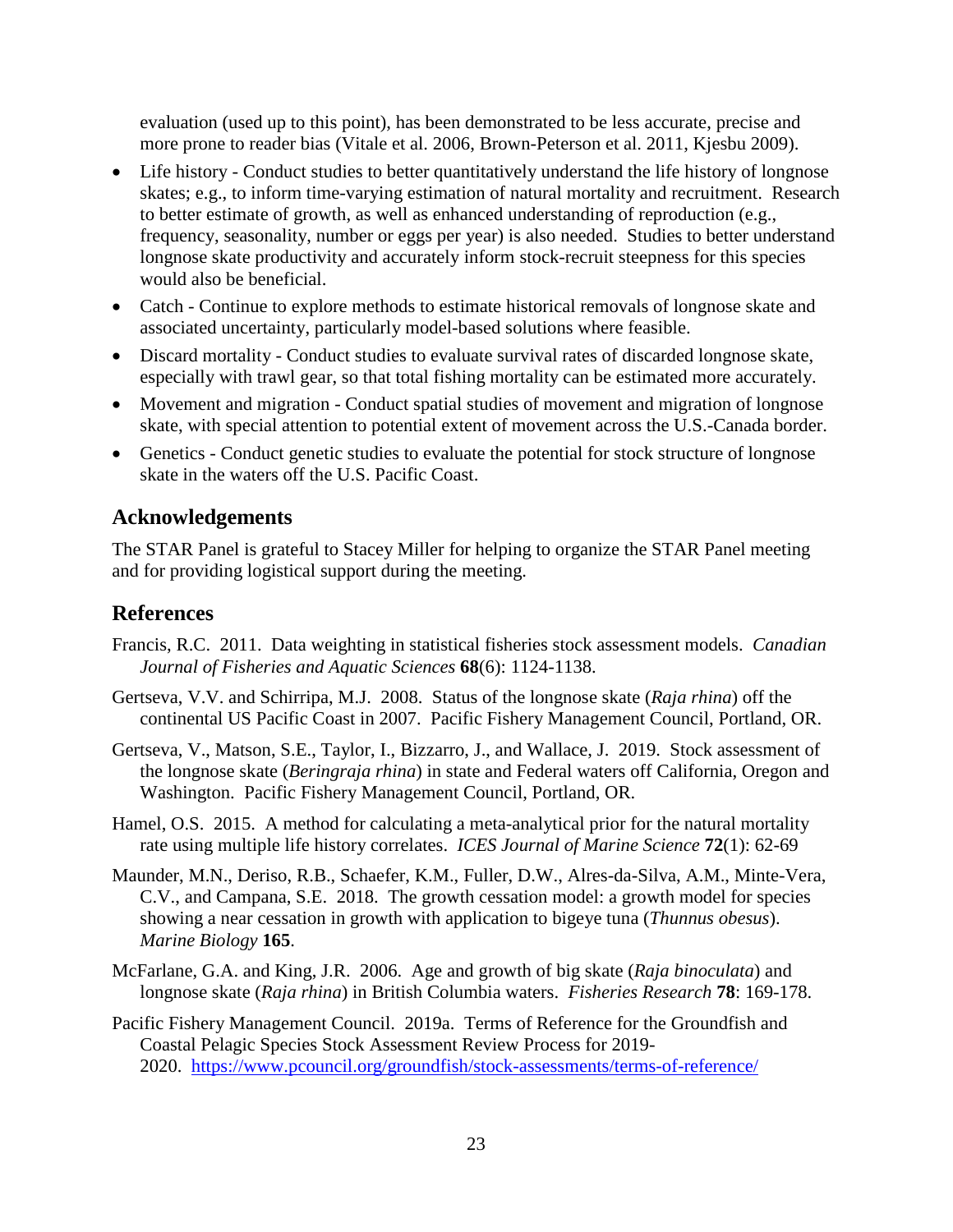evaluation (used up to this point), has been demonstrated to be less accurate, precise and more prone to reader bias (Vitale et al. 2006, Brown-Peterson et al. 2011, Kjesbu 2009).

- Life history - Conduct studies to better quantitatively understand the life history of longnose skates; e.g., to inform time-varying estimation of natural mortality and recruitment. Research to better estimate of growth, as well as enhanced understanding of reproduction (e.g., frequency, seasonality, number or eggs per year) is also needed. Studies to better understand longnose skate productivity and accurately inform stock-recruit steepness for this species would also be beneficial.
- Catch - Continue to explore methods to estimate historical removals of longnose skate and associated uncertainty, particularly model-based solutions where feasible.
- Discard mortality - Conduct studies to evaluate survival rates of discarded longnose skate, especially with trawl gear, so that total fishing mortality can be estimated more accurately.
- Movement and migration - Conduct spatial studies of movement and migration of longnose skate, with special attention to potential extent of movement across the U.S.-Canada border.
- Genetics - Conduct genetic studies to evaluate the potential for stock structure of longnose skate in the waters off the U.S. Pacific Coast.

## Acknowledgements

The STAR Panel is grateful to Stacey Miller for helping to organize the STAR Panel meeting and for providing logistical support during the meeting.

## References

Francis, R.C. 2011. Data weighting in statistical fisheries stock assessment models. *Canadian Journal of Fisheries and Aquatic Sciences* **68**(6): 1124-1138.

Gertseva, V.V. and Schirripa, M.J. 2008. Status of the longnose skate (*Raja rhina*) off the continental US Pacific Coast in 2007. Pacific Fishery Management Council, Portland, OR.

Gertseva, V., Matson, S.E., Taylor, I., Bizzarro, J., and Wallace, J. 2019. Stock assessment of the longnose skate (*Beringraja rhina*) in state and Federal waters off California, Oregon and Washington. Pacific Fishery Management Council, Portland, OR.

Hamel, O.S. 2015. A method for calculating a meta-analytical prior for the natural mortality rate using multiple life history correlates. *ICES Journal of Marine Science* **72**(1): 62-69

Maunder, M.N., Deriso, R.B., Schaefer, K.M., Fuller, D.W., Alres-da-Silva, A.M., Minte-Vera, C.V., and Campana, S.E. 2018. The growth cessation model: a growth model for species showing a near cessation in growth with application to bigeye tuna (*Thunnus obesus*). *Marine Biology* **165**.

McFarlane, G.A. and King, J.R. 2006. Age and growth of big skate (*Raja binoculata*) and longnose skate (*Raja rhina*) in British Columbia waters. *Fisheries Research* **78**: 169-178.

Pacific Fishery Management Council. 2019a. Terms of Reference for the Groundfish and Coastal Pelagic Species Stock Assessment Review Process for 2019-2020. https://www.pcouncil.org/groundfish/stock-assessments/terms-of-reference/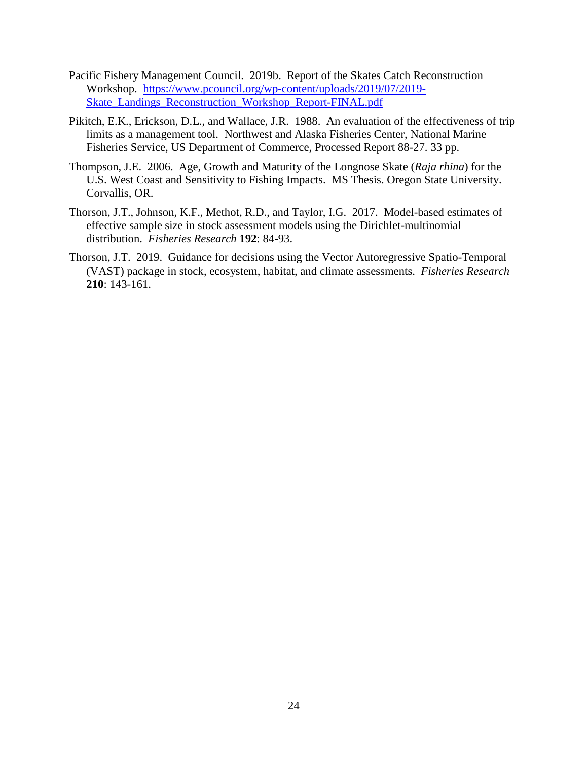Pacific Fishery Management Council. 2019b. Report of the Skates Catch Reconstruction Workshop. https://www.pcouncil.org/wp-content/uploads/2019/07/2019-Skate_Landings_Reconstruction_Workshop_Report-FINAL.pdf

Pikitch, E.K., Erickson, D.L., and Wallace, J.R. 1988. An evaluation of the effectiveness of trip limits as a management tool. Northwest and Alaska Fisheries Center, National Marine Fisheries Service, US Department of Commerce, Processed Report 88-27. 33 pp.

Thompson, J.E. 2006. Age, Growth and Maturity of the Longnose Skate (*Raja rhina*) for the U.S. West Coast and Sensitivity to Fishing Impacts. MS Thesis. Oregon State University. Corvallis, OR.

Thorson, J.T., Johnson, K.F., Methot, R.D., and Taylor, I.G. 2017. Model-based estimates of effective sample size in stock assessment models using the Dirichlet-multinomial distribution. *Fisheries Research* **192**: 84-93.

Thorson, J.T. 2019. Guidance for decisions using the Vector Autoregressive Spatio-Temporal (VAST) package in stock, ecosystem, habitat, and climate assessments. *Fisheries Research* **210**: 143-161.